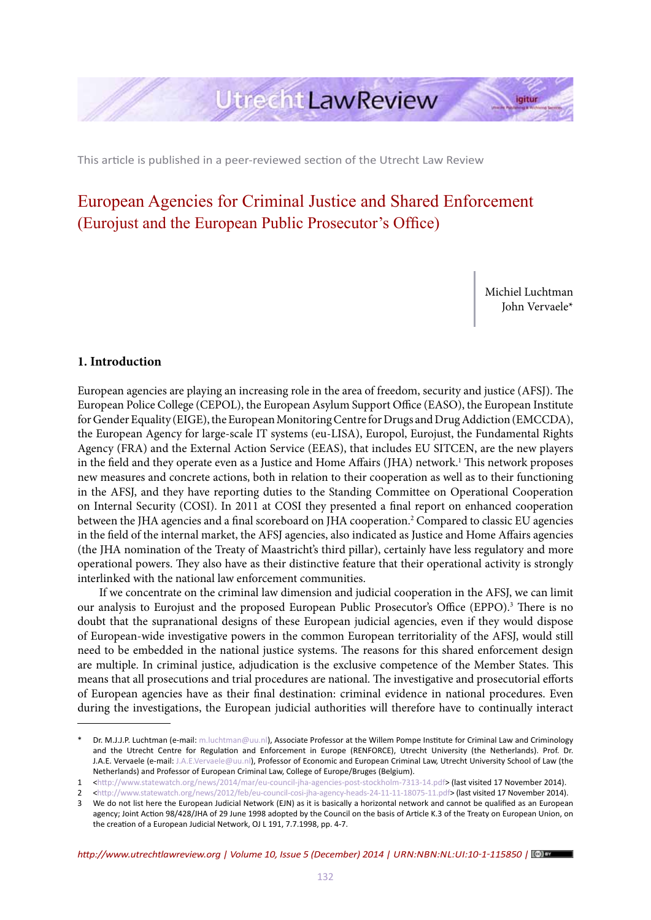This article is published in a peer-reviewed section of the Utrecht Law Review

# European Agencies for Criminal Justice and Shared Enforcement (Eurojust and the European Public Prosecutor's Office)

Michiel Luchtman
John Vervaele*

## 1. Introduction

European agencies are playing an increasing role in the area of freedom, security and justice (AFSJ). The European Police College (CEPOL), the European Asylum Support Office (EASO), the European Institute for Gender Equality (EIGE), the European Monitoring Centre for Drugs and Drug Addiction (EMCCDA), the European Agency for large-scale IT systems (eu-LISA), Europol, Eurojust, the Fundamental Rights Agency (FRA) and the External Action Service (EEAS), that includes EU SITCEN, are the new players in the field and they operate even as a Justice and Home Affairs (JHA) network.[1] This network proposes new measures and concrete actions, both in relation to their cooperation as well as to their functioning in the AFSJ, and they have reporting duties to the Standing Committee on Operational Cooperation on Internal Security (COSI). In 2011 at COSI they presented a final report on enhanced cooperation between the JHA agencies and a final scoreboard on JHA cooperation.[2] Compared to classic EU agencies in the field of the internal market, the AFSJ agencies, also indicated as Justice and Home Affairs agencies (the JHA nomination of the Treaty of Maastricht's third pillar), certainly have less regulatory and more operational powers. They also have as their distinctive feature that their operational activity is strongly interlinked with the national law enforcement communities.

If we concentrate on the criminal law dimension and judicial cooperation in the AFSJ, we can limit our analysis to Eurojust and the proposed European Public Prosecutor's Office (EPPO).[3] There is no doubt that the supranational designs of these European judicial agencies, even if they would dispose of European-wide investigative powers in the common European territoriality of the AFSJ, would still need to be embedded in the national justice systems. The reasons for this shared enforcement design are multiple. In criminal justice, adjudication is the exclusive competence of the Member States. This means that all prosecutions and trial procedures are national. The investigative and prosecutorial efforts of European agencies have as their final destination: criminal evidence in national procedures. Even during the investigations, the European judicial authorities will therefore have to continually interact

---

\* Dr. M.J.J.P. Luchtman (e-mail: m.luchtman@uu.nl), Associate Professor at the Willem Pompe Institute for Criminal Law and Criminology and the Utrecht Centre for Regulation and Enforcement in Europe (RENFORCE), Utrecht University (the Netherlands). Prof. Dr. J.A.E. Vervaele (e-mail: J.A.E.Vervaele@uu.nl), Professor of Economic and European Criminal Law, Utrecht University School of Law (the Netherlands) and Professor of European Criminal Law, College of Europe/Bruges (Belgium).

1 <http://www.statewatch.org/news/2014/mar/eu-council-jha-agencies-post-stockholm-7313-14.pdf> (last visited 17 November 2014).

2 <http://www.statewatch.org/news/2012/feb/eu-council-cosi-jha-agency-heads-24-11-11-18075-11.pdf> (last visited 17 November 2014).

3 We do not list here the European Judicial Network (EJN) as it is basically a horizontal network and cannot be qualified as an European agency; Joint Action 98/428/JHA of 29 June 1998 adopted by the Council on the basis of Article K.3 of the Treaty on European Union, on the creation of a European Judicial Network, OJ L 191, 7.7.1998, pp. 4-7.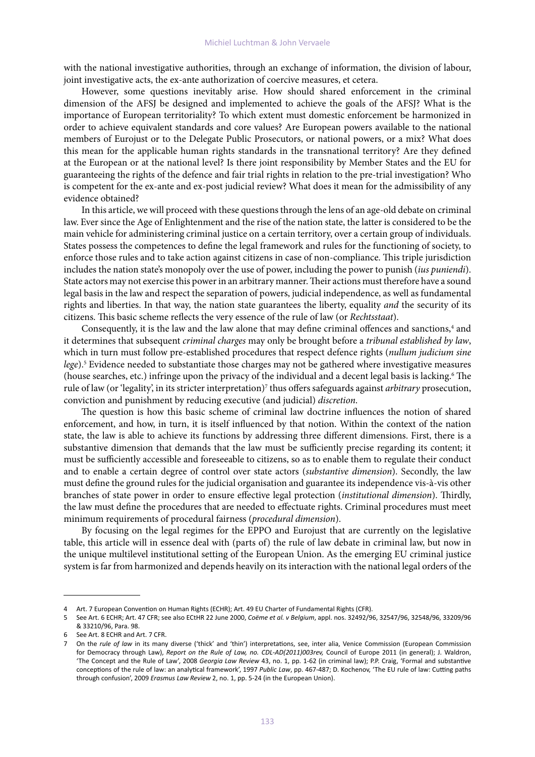with the national investigative authorities, through an exchange of information, the division of labour, joint investigative acts, the ex-ante authorization of coercive measures, et cetera.

However, some questions inevitably arise. How should shared enforcement in the criminal dimension of the AFSJ be designed and implemented to achieve the goals of the AFSJ? What is the importance of European territoriality? To which extent must domestic enforcement be harmonized in order to achieve equivalent standards and core values? Are European powers available to the national members of Eurojust or to the Delegate Public Prosecutors, or national powers, or a mix? What does this mean for the applicable human rights standards in the transnational territory? Are they defined at the European or at the national level? Is there joint responsibility by Member States and the EU for guaranteeing the rights of the defence and fair trial rights in relation to the pre-trial investigation? Who is competent for the ex-ante and ex-post judicial review? What does it mean for the admissibility of any evidence obtained?

In this article, we will proceed with these questions through the lens of an age-old debate on criminal law. Ever since the Age of Enlightenment and the rise of the nation state, the latter is considered to be the main vehicle for administering criminal justice on a certain territory, over a certain group of individuals. States possess the competences to define the legal framework and rules for the functioning of society, to enforce those rules and to take action against citizens in case of non-compliance. This triple jurisdiction includes the nation state's monopoly over the use of power, including the power to punish (*ius puniendi*). State actors may not exercise this power in an arbitrary manner. Their actions must therefore have a sound legal basis in the law and respect the separation of powers, judicial independence, as well as fundamental rights and liberties. In that way, the nation state guarantees the liberty, equality *and* the security of its citizens. This basic scheme reflects the very essence of the rule of law (or *Rechtsstaat*).

Consequently, it is the law and the law alone that may define criminal offences and sanctions,[4] and it determines that subsequent *criminal charges* may only be brought before a *tribunal established by law*, which in turn must follow pre-established procedures that respect defence rights (*nullum judicium sine lege*).[5] Evidence needed to substantiate those charges may not be gathered where investigative measures (house searches, etc.) infringe upon the privacy of the individual and a decent legal basis is lacking.[6] The rule of law (or 'legality', in its stricter interpretation)[7] thus offers safeguards against *arbitrary* prosecution, conviction and punishment by reducing executive (and judicial) *discretion*.

The question is how this basic scheme of criminal law doctrine influences the notion of shared enforcement, and how, in turn, it is itself influenced by that notion. Within the context of the nation state, the law is able to achieve its functions by addressing three different dimensions. First, there is a substantive dimension that demands that the law must be sufficiently precise regarding its content; it must be sufficiently accessible and foreseeable to citizens, so as to enable them to regulate their conduct and to enable a certain degree of control over state actors (*substantive dimension*). Secondly, the law must define the ground rules for the judicial organisation and guarantee its independence vis-à-vis other branches of state power in order to ensure effective legal protection (*institutional dimension*). Thirdly, the law must define the procedures that are needed to effectuate rights. Criminal procedures must meet minimum requirements of procedural fairness (*procedural dimension*).

By focusing on the legal regimes for the EPPO and Eurojust that are currently on the legislative table, this article will in essence deal with (parts of) the rule of law debate in criminal law, but now in the unique multilevel institutional setting of the European Union. As the emerging EU criminal justice system is far from harmonized and depends heavily on its interaction with the national legal orders of the

---

4 Art. 7 European Convention on Human Rights (ECHR); Art. 49 EU Charter of Fundamental Rights (CFR).

5 See Art. 6 ECHR; Art. 47 CFR; see also ECtHR 22 June 2000, *Coëme et al. v Belgium*, appl. nos. 32492/96, 32547/96, 32548/96, 33209/96 & 33210/96, Para. 98.

6 See Art. 8 ECHR and Art. 7 CFR.

7 On the *rule of law* in its many diverse ('thick' and 'thin') interpretations, see, inter alia, Venice Commission (European Commission for Democracy through Law), *Report on the Rule of Law, no. CDL-AD(2011)003rev,* Council of Europe 2011 (in general); J. Waldron, 'The Concept and the Rule of Law', 2008 *Georgia Law Review* 43, no. 1, pp. 1-62 (in criminal law); P.P. Craig, 'Formal and substantive conceptions of the rule of law: an analytical framework', 1997 *Public Law*, pp. 467-487; D. Kochenov, 'The EU rule of law: Cutting paths through confusion', 2009 *Erasmus Law Review* 2, no. 1, pp. 5-24 (in the European Union).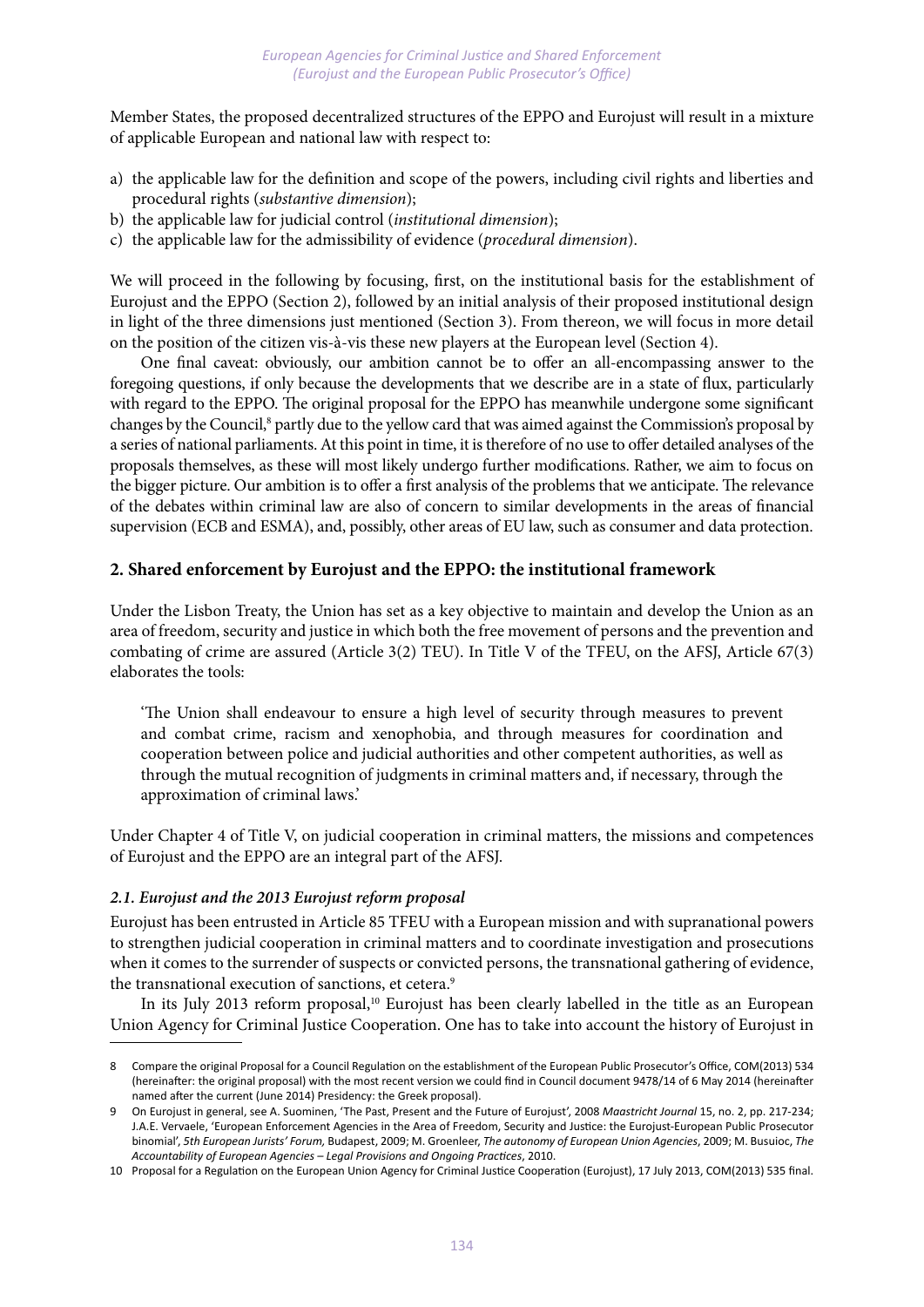Member States, the proposed decentralized structures of the EPPO and Eurojust will result in a mixture of applicable European and national law with respect to:

a) the applicable law for the definition and scope of the powers, including civil rights and liberties and procedural rights (*substantive dimension*);
b) the applicable law for judicial control (*institutional dimension*);
c) the applicable law for the admissibility of evidence (*procedural dimension*).

We will proceed in the following by focusing, first, on the institutional basis for the establishment of Eurojust and the EPPO (Section 2), followed by an initial analysis of their proposed institutional design in light of the three dimensions just mentioned (Section 3). From thereon, we will focus in more detail on the position of the citizen vis-à-vis these new players at the European level (Section 4).

One final caveat: obviously, our ambition cannot be to offer an all-encompassing answer to the foregoing questions, if only because the developments that we describe are in a state of flux, particularly with regard to the EPPO. The original proposal for the EPPO has meanwhile undergone some significant changes by the Council,[8] partly due to the yellow card that was aimed against the Commission's proposal by a series of national parliaments. At this point in time, it is therefore of no use to offer detailed analyses of the proposals themselves, as these will most likely undergo further modifications. Rather, we aim to focus on the bigger picture. Our ambition is to offer a first analysis of the problems that we anticipate. The relevance of the debates within criminal law are also of concern to similar developments in the areas of financial supervision (ECB and ESMA), and, possibly, other areas of EU law, such as consumer and data protection.

## 2. Shared enforcement by Eurojust and the EPPO: the institutional framework

Under the Lisbon Treaty, the Union has set as a key objective to maintain and develop the Union as an area of freedom, security and justice in which both the free movement of persons and the prevention and combating of crime are assured (Article 3(2) TEU). In Title V of the TFEU, on the AFSJ, Article 67(3) elaborates the tools:

> 'The Union shall endeavour to ensure a high level of security through measures to prevent and combat crime, racism and xenophobia, and through measures for coordination and cooperation between police and judicial authorities and other competent authorities, as well as through the mutual recognition of judgments in criminal matters and, if necessary, through the approximation of criminal laws.'

Under Chapter 4 of Title V, on judicial cooperation in criminal matters, the missions and competences of Eurojust and the EPPO are an integral part of the AFSJ.

### *2.1. Eurojust and the 2013 Eurojust reform proposal*

Eurojust has been entrusted in Article 85 TFEU with a European mission and with supranational powers to strengthen judicial cooperation in criminal matters and to coordinate investigation and prosecutions when it comes to the surrender of suspects or convicted persons, the transnational gathering of evidence, the transnational execution of sanctions, et cetera.[9]

In its July 2013 reform proposal,[10] Eurojust has been clearly labelled in the title as an European Union Agency for Criminal Justice Cooperation. One has to take into account the history of Eurojust in

---

8 Compare the original Proposal for a Council Regulation on the establishment of the European Public Prosecutor's Office, COM(2013) 534 (hereinafter: the original proposal) with the most recent version we could find in Council document 9478/14 of 6 May 2014 (hereinafter named after the current (June 2014) Presidency: the Greek proposal).

9 On Eurojust in general, see A. Suominen, 'The Past, Present and the Future of Eurojust', 2008 *Maastricht Journal* 15, no. 2, pp. 217-234; J.A.E. Vervaele, 'European Enforcement Agencies in the Area of Freedom, Security and Justice: the Eurojust-European Public Prosecutor binomial', *5th European Jurists' Forum,* Budapest, 2009; M. Groenleer, *The autonomy of European Union Agencies*, 2009; M. Busuioc, *The Accountability of European Agencies – Legal Provisions and Ongoing Practices*, 2010.

10 Proposal for a Regulation on the European Union Agency for Criminal Justice Cooperation (Eurojust), 17 July 2013, COM(2013) 535 final.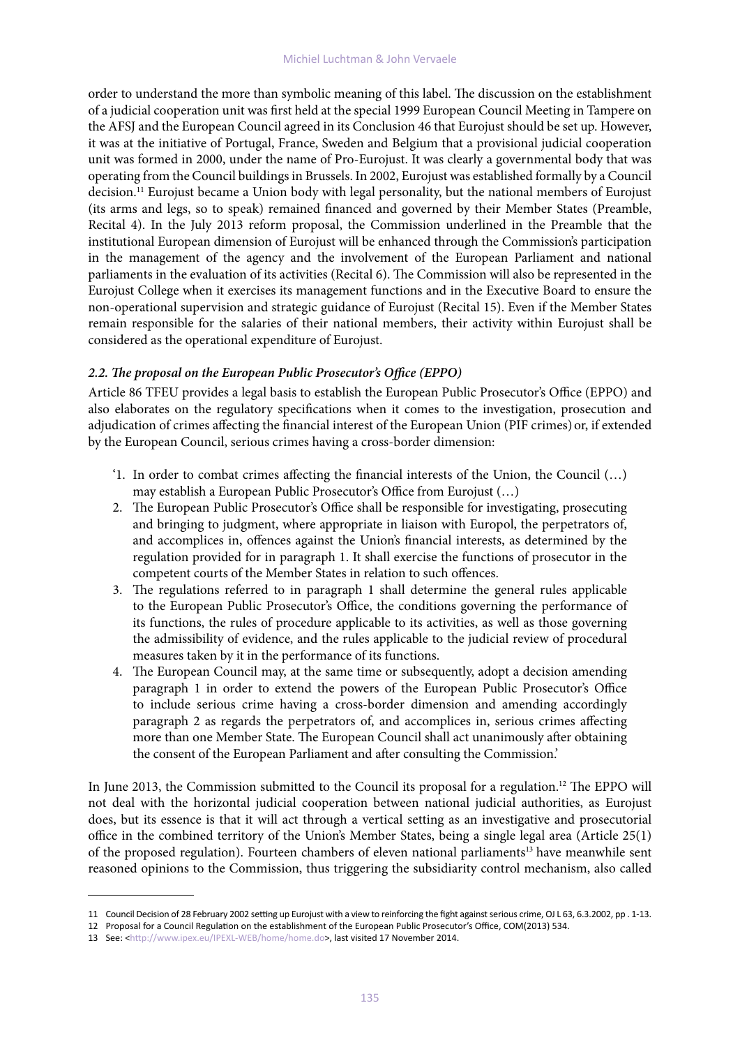order to understand the more than symbolic meaning of this label. The discussion on the establishment of a judicial cooperation unit was first held at the special 1999 European Council Meeting in Tampere on the AFSJ and the European Council agreed in its Conclusion 46 that Eurojust should be set up. However, it was at the initiative of Portugal, France, Sweden and Belgium that a provisional judicial cooperation unit was formed in 2000, under the name of Pro-Eurojust. It was clearly a governmental body that was operating from the Council buildings in Brussels. In 2002, Eurojust was established formally by a Council decision.[11] Eurojust became a Union body with legal personality, but the national members of Eurojust (its arms and legs, so to speak) remained financed and governed by their Member States (Preamble, Recital 4). In the July 2013 reform proposal, the Commission underlined in the Preamble that the institutional European dimension of Eurojust will be enhanced through the Commission's participation in the management of the agency and the involvement of the European Parliament and national parliaments in the evaluation of its activities (Recital 6). The Commission will also be represented in the Eurojust College when it exercises its management functions and in the Executive Board to ensure the non-operational supervision and strategic guidance of Eurojust (Recital 15). Even if the Member States remain responsible for the salaries of their national members, their activity within Eurojust shall be considered as the operational expenditure of Eurojust.

### *2.2. The proposal on the European Public Prosecutor's Office (EPPO)*

Article 86 TFEU provides a legal basis to establish the European Public Prosecutor's Office (EPPO) and also elaborates on the regulatory specifications when it comes to the investigation, prosecution and adjudication of crimes affecting the financial interest of the European Union (PIF crimes) or, if extended by the European Council, serious crimes having a cross-border dimension:

> '1. In order to combat crimes affecting the financial interests of the Union, the Council (…) may establish a European Public Prosecutor's Office from Eurojust (…)
> 2. The European Public Prosecutor's Office shall be responsible for investigating, prosecuting and bringing to judgment, where appropriate in liaison with Europol, the perpetrators of, and accomplices in, offences against the Union's financial interests, as determined by the regulation provided for in paragraph 1. It shall exercise the functions of prosecutor in the competent courts of the Member States in relation to such offences.
> 3. The regulations referred to in paragraph 1 shall determine the general rules applicable to the European Public Prosecutor's Office, the conditions governing the performance of its functions, the rules of procedure applicable to its activities, as well as those governing the admissibility of evidence, and the rules applicable to the judicial review of procedural measures taken by it in the performance of its functions.
> 4. The European Council may, at the same time or subsequently, adopt a decision amending paragraph 1 in order to extend the powers of the European Public Prosecutor's Office to include serious crime having a cross-border dimension and amending accordingly paragraph 2 as regards the perpetrators of, and accomplices in, serious crimes affecting more than one Member State. The European Council shall act unanimously after obtaining the consent of the European Parliament and after consulting the Commission.'

In June 2013, the Commission submitted to the Council its proposal for a regulation.[12] The EPPO will not deal with the horizontal judicial cooperation between national judicial authorities, as Eurojust does, but its essence is that it will act through a vertical setting as an investigative and prosecutorial office in the combined territory of the Union's Member States, being a single legal area (Article 25(1) of the proposed regulation). Fourteen chambers of eleven national parliaments[13] have meanwhile sent reasoned opinions to the Commission, thus triggering the subsidiarity control mechanism, also called

---

11 Council Decision of 28 February 2002 setting up Eurojust with a view to reinforcing the fight against serious crime, OJ L 63, 6.3.2002, pp . 1-13.

12 Proposal for a Council Regulation on the establishment of the European Public Prosecutor's Office, COM(2013) 534.

13 See: <http://www.ipex.eu/IPEXL-WEB/home/home.do>, last visited 17 November 2014.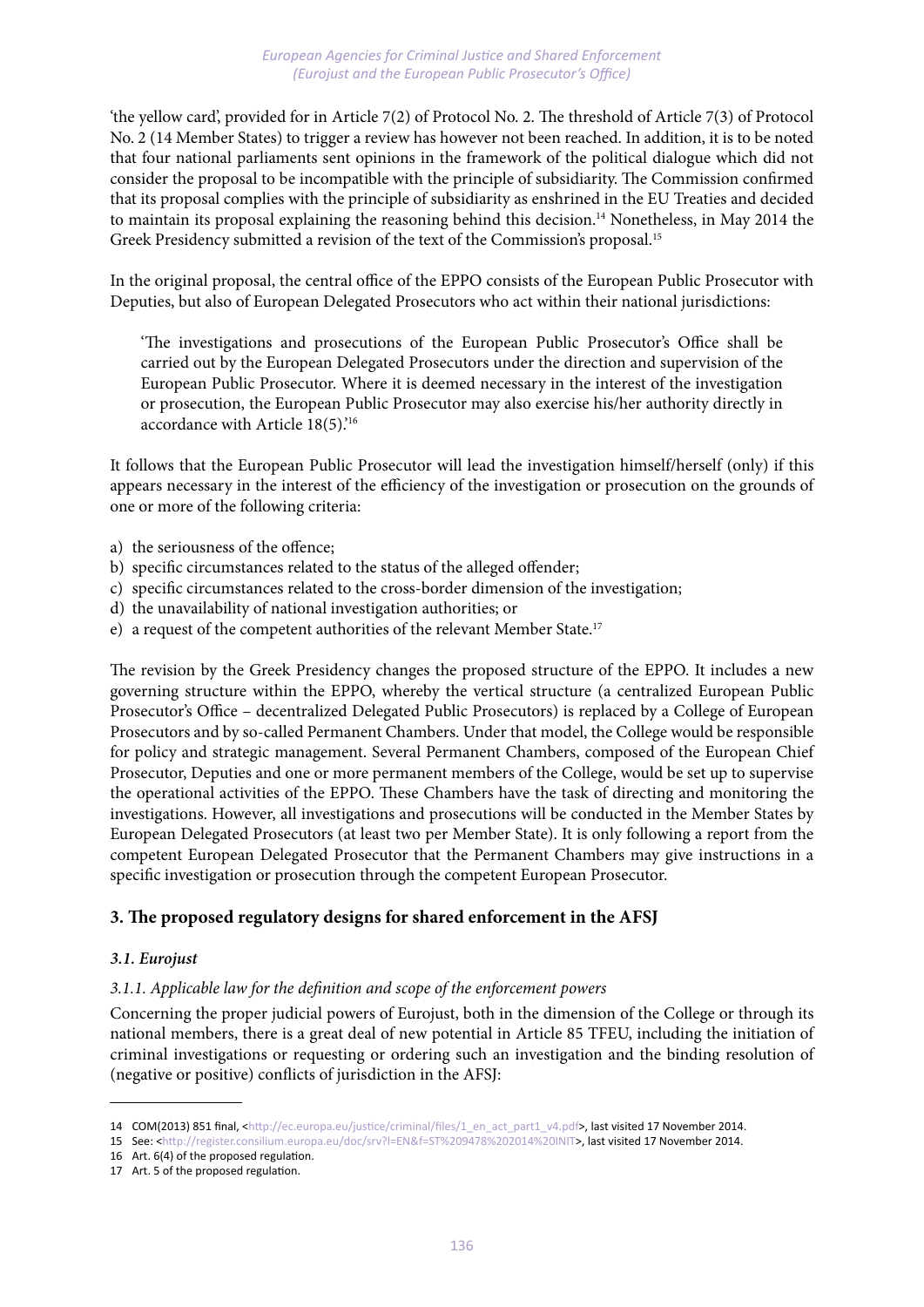'the yellow card', provided for in Article 7(2) of Protocol No. 2. The threshold of Article 7(3) of Protocol No. 2 (14 Member States) to trigger a review has however not been reached. In addition, it is to be noted that four national parliaments sent opinions in the framework of the political dialogue which did not consider the proposal to be incompatible with the principle of subsidiarity. The Commission confirmed that its proposal complies with the principle of subsidiarity as enshrined in the EU Treaties and decided to maintain its proposal explaining the reasoning behind this decision.[14] Nonetheless, in May 2014 the Greek Presidency submitted a revision of the text of the Commission's proposal.[15]

In the original proposal, the central office of the EPPO consists of the European Public Prosecutor with Deputies, but also of European Delegated Prosecutors who act within their national jurisdictions:

> 'The investigations and prosecutions of the European Public Prosecutor's Office shall be carried out by the European Delegated Prosecutors under the direction and supervision of the European Public Prosecutor. Where it is deemed necessary in the interest of the investigation or prosecution, the European Public Prosecutor may also exercise his/her authority directly in accordance with Article 18(5).'[16]

It follows that the European Public Prosecutor will lead the investigation himself/herself (only) if this appears necessary in the interest of the efficiency of the investigation or prosecution on the grounds of one or more of the following criteria:

a) the seriousness of the offence;
b) specific circumstances related to the status of the alleged offender;
c) specific circumstances related to the cross-border dimension of the investigation;
d) the unavailability of national investigation authorities; or
e) a request of the competent authorities of the relevant Member State.[17]

The revision by the Greek Presidency changes the proposed structure of the EPPO. It includes a new governing structure within the EPPO, whereby the vertical structure (a centralized European Public Prosecutor's Office – decentralized Delegated Public Prosecutors) is replaced by a College of European Prosecutors and by so-called Permanent Chambers. Under that model, the College would be responsible for policy and strategic management. Several Permanent Chambers, composed of the European Chief Prosecutor, Deputies and one or more permanent members of the College, would be set up to supervise the operational activities of the EPPO. These Chambers have the task of directing and monitoring the investigations. However, all investigations and prosecutions will be conducted in the Member States by European Delegated Prosecutors (at least two per Member State). It is only following a report from the competent European Delegated Prosecutor that the Permanent Chambers may give instructions in a specific investigation or prosecution through the competent European Prosecutor.

## 3. The proposed regulatory designs for shared enforcement in the AFSJ

### *3.1. Eurojust*

#### *3.1.1. Applicable law for the definition and scope of the enforcement powers*

Concerning the proper judicial powers of Eurojust, both in the dimension of the College or through its national members, there is a great deal of new potential in Article 85 TFEU, including the initiation of criminal investigations or requesting or ordering such an investigation and the binding resolution of (negative or positive) conflicts of jurisdiction in the AFSJ:

---

14 COM(2013) 851 final, <http://ec.europa.eu/justice/criminal/files/1_en_act_part1_v4.pdf>, last visited 17 November 2014.

15 See: <http://register.consilium.europa.eu/doc/srv?l=EN&f=ST%209478%202014%20INIT>, last visited 17 November 2014.

16 Art. 6(4) of the proposed regulation.

17 Art. 5 of the proposed regulation.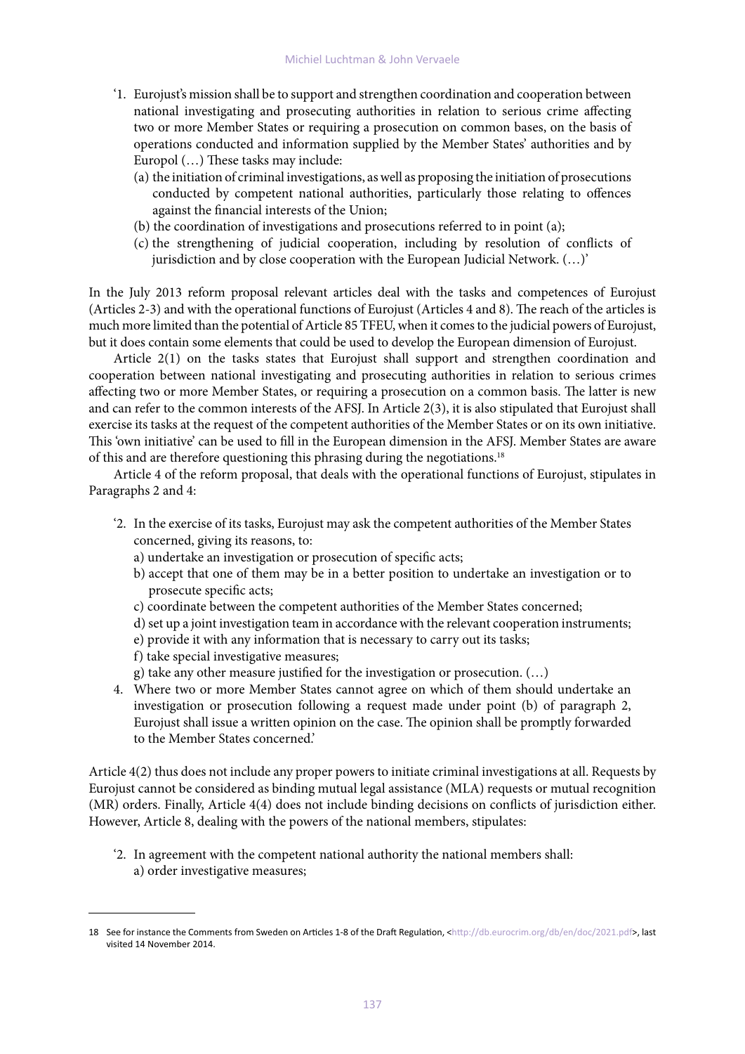> '1. Eurojust's mission shall be to support and strengthen coordination and cooperation between national investigating and prosecuting authorities in relation to serious crime affecting two or more Member States or requiring a prosecution on common bases, on the basis of operations conducted and information supplied by the Member States' authorities and by Europol (…) These tasks may include:
> (a) the initiation of criminal investigations, as well as proposing the initiation of prosecutions conducted by competent national authorities, particularly those relating to offences against the financial interests of the Union;
> (b) the coordination of investigations and prosecutions referred to in point (a);
> (c) the strengthening of judicial cooperation, including by resolution of conflicts of jurisdiction and by close cooperation with the European Judicial Network. (…)'

In the July 2013 reform proposal relevant articles deal with the tasks and competences of Eurojust (Articles 2-3) and with the operational functions of Eurojust (Articles 4 and 8). The reach of the articles is much more limited than the potential of Article 85 TFEU, when it comes to the judicial powers of Eurojust, but it does contain some elements that could be used to develop the European dimension of Eurojust.

Article 2(1) on the tasks states that Eurojust shall support and strengthen coordination and cooperation between national investigating and prosecuting authorities in relation to serious crimes affecting two or more Member States, or requiring a prosecution on a common basis. The latter is new and can refer to the common interests of the AFSJ. In Article 2(3), it is also stipulated that Eurojust shall exercise its tasks at the request of the competent authorities of the Member States or on its own initiative. This 'own initiative' can be used to fill in the European dimension in the AFSJ. Member States are aware of this and are therefore questioning this phrasing during the negotiations.[18]

Article 4 of the reform proposal, that deals with the operational functions of Eurojust, stipulates in Paragraphs 2 and 4:

> '2. In the exercise of its tasks, Eurojust may ask the competent authorities of the Member States concerned, giving its reasons, to:
> a) undertake an investigation or prosecution of specific acts;
> b) accept that one of them may be in a better position to undertake an investigation or to prosecute specific acts;
> c) coordinate between the competent authorities of the Member States concerned;
> d) set up a joint investigation team in accordance with the relevant cooperation instruments;
> e) provide it with any information that is necessary to carry out its tasks;
> f) take special investigative measures;
> g) take any other measure justified for the investigation or prosecution. (…)
>
> 4. Where two or more Member States cannot agree on which of them should undertake an investigation or prosecution following a request made under point (b) of paragraph 2, Eurojust shall issue a written opinion on the case. The opinion shall be promptly forwarded to the Member States concerned.'

Article 4(2) thus does not include any proper powers to initiate criminal investigations at all. Requests by Eurojust cannot be considered as binding mutual legal assistance (MLA) requests or mutual recognition (MR) orders. Finally, Article 4(4) does not include binding decisions on conflicts of jurisdiction either. However, Article 8, dealing with the powers of the national members, stipulates:

> '2. In agreement with the competent national authority the national members shall:
> a) order investigative measures;

---

18 See for instance the Comments from Sweden on Articles 1-8 of the Draft Regulation, <http://db.eurocrim.org/db/en/doc/2021.pdf>, last visited 14 November 2014.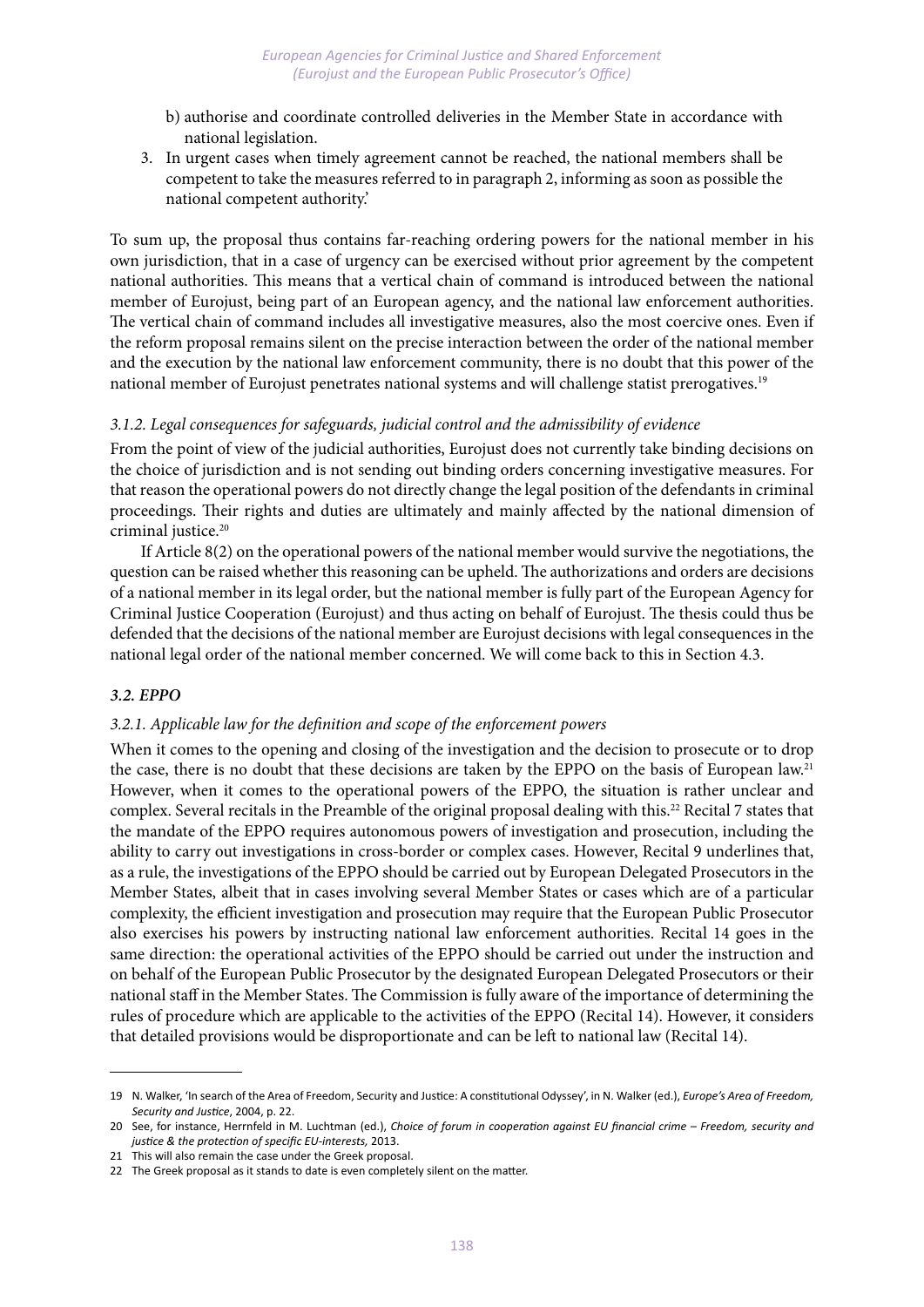b) authorise and coordinate controlled deliveries in the Member State in accordance with national legislation.

3. In urgent cases when timely agreement cannot be reached, the national members shall be competent to take the measures referred to in paragraph 2, informing as soon as possible the national competent authority.'

To sum up, the proposal thus contains far-reaching ordering powers for the national member in his own jurisdiction, that in a case of urgency can be exercised without prior agreement by the competent national authorities. This means that a vertical chain of command is introduced between the national member of Eurojust, being part of an European agency, and the national law enforcement authorities. The vertical chain of command includes all investigative measures, also the most coercive ones. Even if the reform proposal remains silent on the precise interaction between the order of the national member and the execution by the national law enforcement community, there is no doubt that this power of the national member of Eurojust penetrates national systems and will challenge statist prerogatives.[19]

### *3.1.2. Legal consequences for safeguards, judicial control and the admissibility of evidence*

From the point of view of the judicial authorities, Eurojust does not currently take binding decisions on the choice of jurisdiction and is not sending out binding orders concerning investigative measures. For that reason the operational powers do not directly change the legal position of the defendants in criminal proceedings. Their rights and duties are ultimately and mainly affected by the national dimension of criminal justice.[20]

If Article 8(2) on the operational powers of the national member would survive the negotiations, the question can be raised whether this reasoning can be upheld. The authorizations and orders are decisions of a national member in its legal order, but the national member is fully part of the European Agency for Criminal Justice Cooperation (Eurojust) and thus acting on behalf of Eurojust. The thesis could thus be defended that the decisions of the national member are Eurojust decisions with legal consequences in the national legal order of the national member concerned. We will come back to this in Section 4.3.

## ***3.2. EPPO***

### *3.2.1. Applicable law for the definition and scope of the enforcement powers*

When it comes to the opening and closing of the investigation and the decision to prosecute or to drop the case, there is no doubt that these decisions are taken by the EPPO on the basis of European law.[21] However, when it comes to the operational powers of the EPPO, the situation is rather unclear and complex. Several recitals in the Preamble of the original proposal dealing with this.[22] Recital 7 states that the mandate of the EPPO requires autonomous powers of investigation and prosecution, including the ability to carry out investigations in cross-border or complex cases. However, Recital 9 underlines that, as a rule, the investigations of the EPPO should be carried out by European Delegated Prosecutors in the Member States, albeit that in cases involving several Member States or cases which are of a particular complexity, the efficient investigation and prosecution may require that the European Public Prosecutor also exercises his powers by instructing national law enforcement authorities. Recital 14 goes in the same direction: the operational activities of the EPPO should be carried out under the instruction and on behalf of the European Public Prosecutor by the designated European Delegated Prosecutors or their national staff in the Member States. The Commission is fully aware of the importance of determining the rules of procedure which are applicable to the activities of the EPPO (Recital 14). However, it considers that detailed provisions would be disproportionate and can be left to national law (Recital 14).

---

19 N. Walker, 'In search of the Area of Freedom, Security and Justice: A constitutional Odyssey', in N. Walker (ed.), *Europe's Area of Freedom, Security and Justice*, 2004, p. 22.

20 See, for instance, Herrnfeld in M. Luchtman (ed.), *Choice of forum in cooperation against EU financial crime – Freedom, security and justice & the protection of specific EU-interests,* 2013.

21 This will also remain the case under the Greek proposal.

22 The Greek proposal as it stands to date is even completely silent on the matter.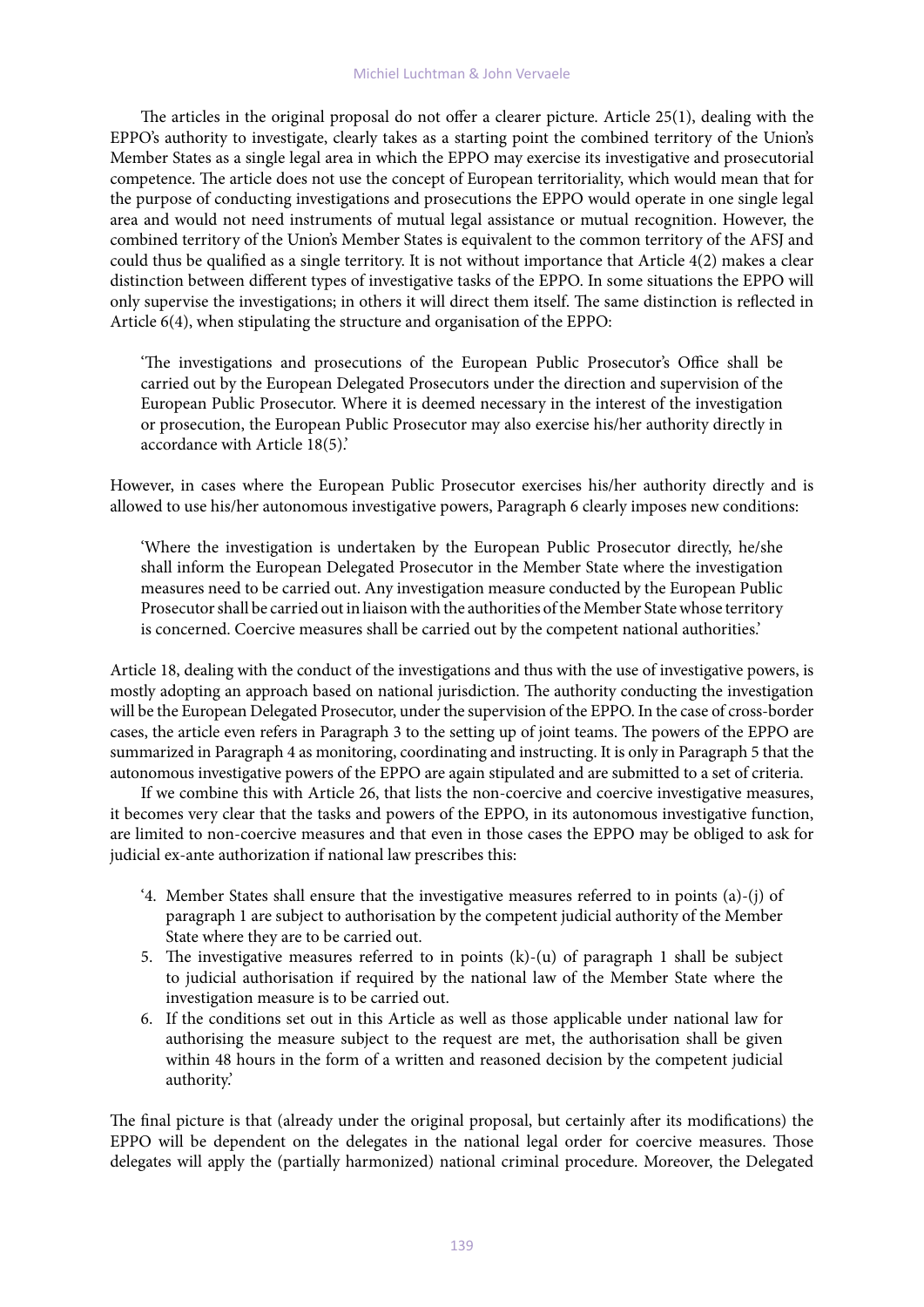The articles in the original proposal do not offer a clearer picture. Article 25(1), dealing with the EPPO's authority to investigate, clearly takes as a starting point the combined territory of the Union's Member States as a single legal area in which the EPPO may exercise its investigative and prosecutorial competence. The article does not use the concept of European territoriality, which would mean that for the purpose of conducting investigations and prosecutions the EPPO would operate in one single legal area and would not need instruments of mutual legal assistance or mutual recognition. However, the combined territory of the Union's Member States is equivalent to the common territory of the AFSJ and could thus be qualified as a single territory. It is not without importance that Article 4(2) makes a clear distinction between different types of investigative tasks of the EPPO. In some situations the EPPO will only supervise the investigations; in others it will direct them itself. The same distinction is reflected in Article 6(4), when stipulating the structure and organisation of the EPPO:

> 'The investigations and prosecutions of the European Public Prosecutor's Office shall be carried out by the European Delegated Prosecutors under the direction and supervision of the European Public Prosecutor. Where it is deemed necessary in the interest of the investigation or prosecution, the European Public Prosecutor may also exercise his/her authority directly in accordance with Article 18(5).'

However, in cases where the European Public Prosecutor exercises his/her authority directly and is allowed to use his/her autonomous investigative powers, Paragraph 6 clearly imposes new conditions:

> 'Where the investigation is undertaken by the European Public Prosecutor directly, he/she shall inform the European Delegated Prosecutor in the Member State where the investigation measures need to be carried out. Any investigation measure conducted by the European Public Prosecutor shall be carried out in liaison with the authorities of the Member State whose territory is concerned. Coercive measures shall be carried out by the competent national authorities.'

Article 18, dealing with the conduct of the investigations and thus with the use of investigative powers, is mostly adopting an approach based on national jurisdiction. The authority conducting the investigation will be the European Delegated Prosecutor, under the supervision of the EPPO. In the case of cross-border cases, the article even refers in Paragraph 3 to the setting up of joint teams. The powers of the EPPO are summarized in Paragraph 4 as monitoring, coordinating and instructing. It is only in Paragraph 5 that the autonomous investigative powers of the EPPO are again stipulated and are submitted to a set of criteria.

If we combine this with Article 26, that lists the non-coercive and coercive investigative measures, it becomes very clear that the tasks and powers of the EPPO, in its autonomous investigative function, are limited to non-coercive measures and that even in those cases the EPPO may be obliged to ask for judicial ex-ante authorization if national law prescribes this:

> '4. Member States shall ensure that the investigative measures referred to in points (a)-(j) of paragraph 1 are subject to authorisation by the competent judicial authority of the Member State where they are to be carried out.
> 5. The investigative measures referred to in points (k)-(u) of paragraph 1 shall be subject to judicial authorisation if required by the national law of the Member State where the investigation measure is to be carried out.
> 6. If the conditions set out in this Article as well as those applicable under national law for authorising the measure subject to the request are met, the authorisation shall be given within 48 hours in the form of a written and reasoned decision by the competent judicial authority.'

The final picture is that (already under the original proposal, but certainly after its modifications) the EPPO will be dependent on the delegates in the national legal order for coercive measures. Those delegates will apply the (partially harmonized) national criminal procedure. Moreover, the Delegated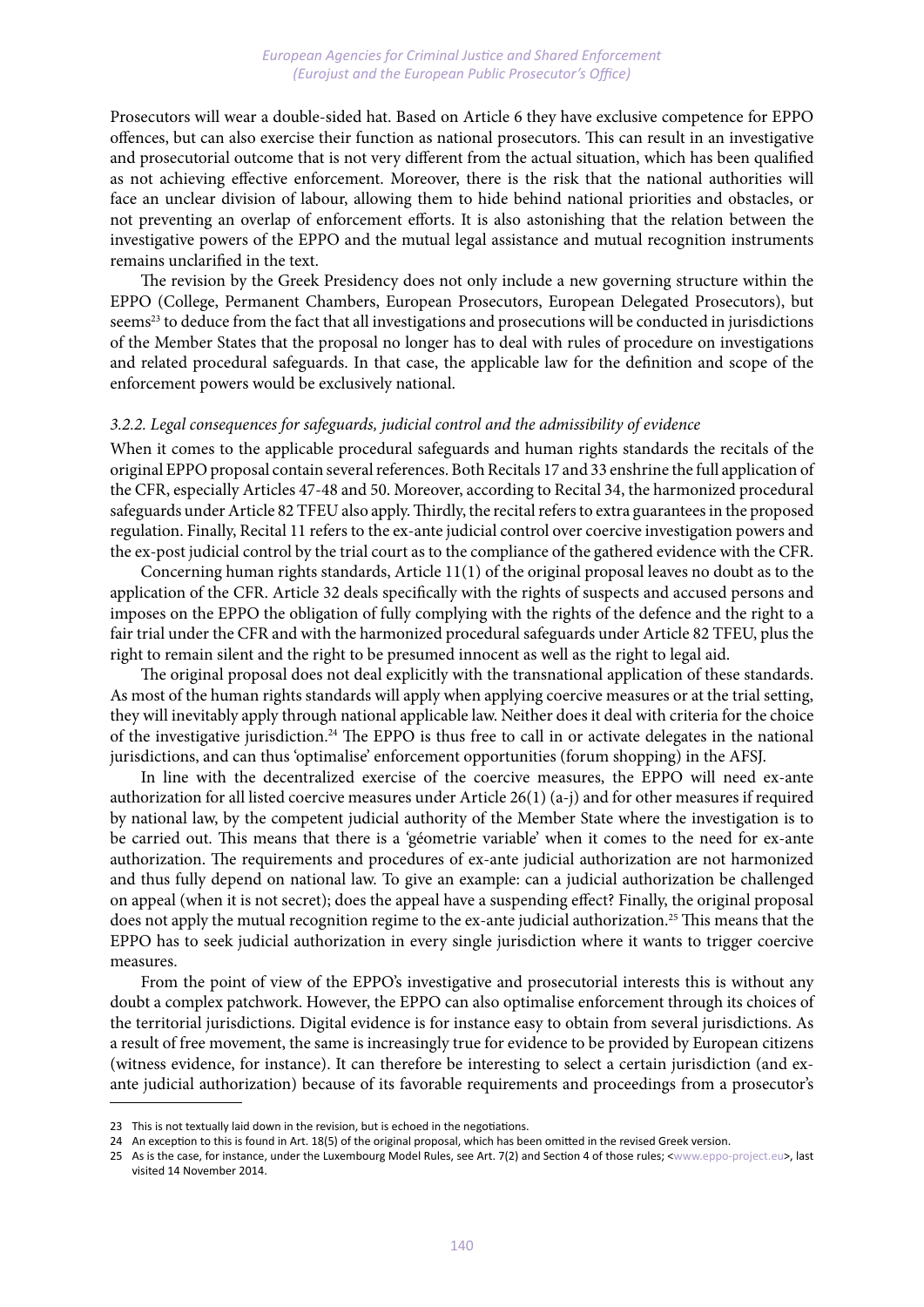Prosecutors will wear a double-sided hat. Based on Article 6 they have exclusive competence for EPPO offences, but can also exercise their function as national prosecutors. This can result in an investigative and prosecutorial outcome that is not very different from the actual situation, which has been qualified as not achieving effective enforcement. Moreover, there is the risk that the national authorities will face an unclear division of labour, allowing them to hide behind national priorities and obstacles, or not preventing an overlap of enforcement efforts. It is also astonishing that the relation between the investigative powers of the EPPO and the mutual legal assistance and mutual recognition instruments remains unclarified in the text.

The revision by the Greek Presidency does not only include a new governing structure within the EPPO (College, Permanent Chambers, European Prosecutors, European Delegated Prosecutors), but seems[23] to deduce from the fact that all investigations and prosecutions will be conducted in jurisdictions of the Member States that the proposal no longer has to deal with rules of procedure on investigations and related procedural safeguards. In that case, the applicable law for the definition and scope of the enforcement powers would be exclusively national.

### *3.2.2. Legal consequences for safeguards, judicial control and the admissibility of evidence*

When it comes to the applicable procedural safeguards and human rights standards the recitals of the original EPPO proposal contain several references. Both Recitals 17 and 33 enshrine the full application of the CFR, especially Articles 47-48 and 50. Moreover, according to Recital 34, the harmonized procedural safeguards under Article 82 TFEU also apply. Thirdly, the recital refers to extra guarantees in the proposed regulation. Finally, Recital 11 refers to the ex-ante judicial control over coercive investigation powers and the ex-post judicial control by the trial court as to the compliance of the gathered evidence with the CFR.

Concerning human rights standards, Article 11(1) of the original proposal leaves no doubt as to the application of the CFR. Article 32 deals specifically with the rights of suspects and accused persons and imposes on the EPPO the obligation of fully complying with the rights of the defence and the right to a fair trial under the CFR and with the harmonized procedural safeguards under Article 82 TFEU, plus the right to remain silent and the right to be presumed innocent as well as the right to legal aid.

The original proposal does not deal explicitly with the transnational application of these standards. As most of the human rights standards will apply when applying coercive measures or at the trial setting, they will inevitably apply through national applicable law. Neither does it deal with criteria for the choice of the investigative jurisdiction.[24] The EPPO is thus free to call in or activate delegates in the national jurisdictions, and can thus 'optimalise' enforcement opportunities (forum shopping) in the AFSJ.

In line with the decentralized exercise of the coercive measures, the EPPO will need ex-ante authorization for all listed coercive measures under Article 26(1) (a-j) and for other measures if required by national law, by the competent judicial authority of the Member State where the investigation is to be carried out. This means that there is a 'géometrie variable' when it comes to the need for ex-ante authorization. The requirements and procedures of ex-ante judicial authorization are not harmonized and thus fully depend on national law. To give an example: can a judicial authorization be challenged on appeal (when it is not secret); does the appeal have a suspending effect? Finally, the original proposal does not apply the mutual recognition regime to the ex-ante judicial authorization.[25] This means that the EPPO has to seek judicial authorization in every single jurisdiction where it wants to trigger coercive measures.

From the point of view of the EPPO's investigative and prosecutorial interests this is without any doubt a complex patchwork. However, the EPPO can also optimalise enforcement through its choices of the territorial jurisdictions. Digital evidence is for instance easy to obtain from several jurisdictions. As a result of free movement, the same is increasingly true for evidence to be provided by European citizens (witness evidence, for instance). It can therefore be interesting to select a certain jurisdiction (and ex-ante judicial authorization) because of its favorable requirements and proceedings from a prosecutor's

---

23 This is not textually laid down in the revision, but is echoed in the negotiations.

24 An exception to this is found in Art. 18(5) of the original proposal, which has been omitted in the revised Greek version.

25 As is the case, for instance, under the Luxembourg Model Rules, see Art. 7(2) and Section 4 of those rules; <www.eppo-project.eu>, last visited 14 November 2014.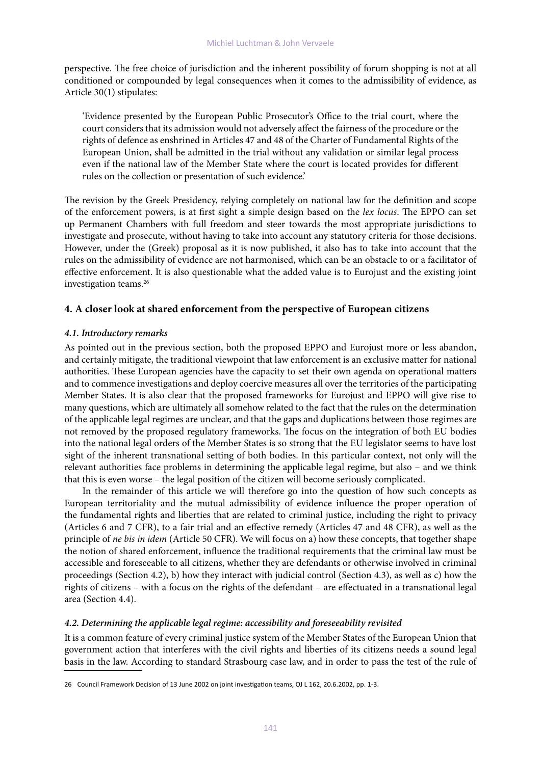perspective. The free choice of jurisdiction and the inherent possibility of forum shopping is not at all conditioned or compounded by legal consequences when it comes to the admissibility of evidence, as Article 30(1) stipulates:

> 'Evidence presented by the European Public Prosecutor's Office to the trial court, where the court considers that its admission would not adversely affect the fairness of the procedure or the rights of defence as enshrined in Articles 47 and 48 of the Charter of Fundamental Rights of the European Union, shall be admitted in the trial without any validation or similar legal process even if the national law of the Member State where the court is located provides for different rules on the collection or presentation of such evidence.'

The revision by the Greek Presidency, relying completely on national law for the definition and scope of the enforcement powers, is at first sight a simple design based on the *lex locus*. The EPPO can set up Permanent Chambers with full freedom and steer towards the most appropriate jurisdictions to investigate and prosecute, without having to take into account any statutory criteria for those decisions. However, under the (Greek) proposal as it is now published, it also has to take into account that the rules on the admissibility of evidence are not harmonised, which can be an obstacle to or a facilitator of effective enforcement. It is also questionable what the added value is to Eurojust and the existing joint investigation teams.[26]

## 4. A closer look at shared enforcement from the perspective of European citizens

### *4.1. Introductory remarks*

As pointed out in the previous section, both the proposed EPPO and Eurojust more or less abandon, and certainly mitigate, the traditional viewpoint that law enforcement is an exclusive matter for national authorities. These European agencies have the capacity to set their own agenda on operational matters and to commence investigations and deploy coercive measures all over the territories of the participating Member States. It is also clear that the proposed frameworks for Eurojust and EPPO will give rise to many questions, which are ultimately all somehow related to the fact that the rules on the determination of the applicable legal regimes are unclear, and that the gaps and duplications between those regimes are not removed by the proposed regulatory frameworks. The focus on the integration of both EU bodies into the national legal orders of the Member States is so strong that the EU legislator seems to have lost sight of the inherent transnational setting of both bodies. In this particular context, not only will the relevant authorities face problems in determining the applicable legal regime, but also – and we think that this is even worse – the legal position of the citizen will become seriously complicated.

In the remainder of this article we will therefore go into the question of how such concepts as European territoriality and the mutual admissibility of evidence influence the proper operation of the fundamental rights and liberties that are related to criminal justice, including the right to privacy (Articles 6 and 7 CFR), to a fair trial and an effective remedy (Articles 47 and 48 CFR), as well as the principle of *ne bis in idem* (Article 50 CFR). We will focus on a) how these concepts, that together shape the notion of shared enforcement, influence the traditional requirements that the criminal law must be accessible and foreseeable to all citizens, whether they are defendants or otherwise involved in criminal proceedings (Section 4.2), b) how they interact with judicial control (Section 4.3), as well as c) how the rights of citizens – with a focus on the rights of the defendant – are effectuated in a transnational legal area (Section 4.4).

### *4.2. Determining the applicable legal regime: accessibility and foreseeability revisited*

It is a common feature of every criminal justice system of the Member States of the European Union that government action that interferes with the civil rights and liberties of its citizens needs a sound legal basis in the law. According to standard Strasbourg case law, and in order to pass the test of the rule of

---

26 Council Framework Decision of 13 June 2002 on joint investigation teams, OJ L 162, 20.6.2002, pp. 1-3.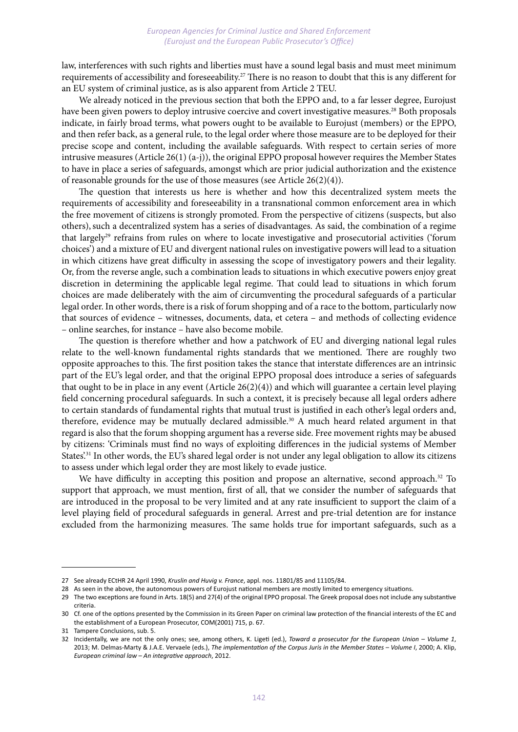law, interferences with such rights and liberties must have a sound legal basis and must meet minimum requirements of accessibility and foreseeability.[27] There is no reason to doubt that this is any different for an EU system of criminal justice, as is also apparent from Article 2 TEU.

We already noticed in the previous section that both the EPPO and, to a far lesser degree, Eurojust have been given powers to deploy intrusive coercive and covert investigative measures.[28] Both proposals indicate, in fairly broad terms, what powers ought to be available to Eurojust (members) or the EPPO, and then refer back, as a general rule, to the legal order where those measure are to be deployed for their precise scope and content, including the available safeguards. With respect to certain series of more intrusive measures (Article 26(1) (a-j)), the original EPPO proposal however requires the Member States to have in place a series of safeguards, amongst which are prior judicial authorization and the existence of reasonable grounds for the use of those measures (see Article 26(2)(4)).

The question that interests us here is whether and how this decentralized system meets the requirements of accessibility and foreseeability in a transnational common enforcement area in which the free movement of citizens is strongly promoted. From the perspective of citizens (suspects, but also others), such a decentralized system has a series of disadvantages. As said, the combination of a regime that largely[29] refrains from rules on where to locate investigative and prosecutorial activities ('forum choices') and a mixture of EU and divergent national rules on investigative powers will lead to a situation in which citizens have great difficulty in assessing the scope of investigatory powers and their legality. Or, from the reverse angle, such a combination leads to situations in which executive powers enjoy great discretion in determining the applicable legal regime. That could lead to situations in which forum choices are made deliberately with the aim of circumventing the procedural safeguards of a particular legal order. In other words, there is a risk of forum shopping and of a race to the bottom, particularly now that sources of evidence – witnesses, documents, data, et cetera – and methods of collecting evidence – online searches, for instance – have also become mobile.

The question is therefore whether and how a patchwork of EU and diverging national legal rules relate to the well-known fundamental rights standards that we mentioned. There are roughly two opposite approaches to this. The first position takes the stance that interstate differences are an intrinsic part of the EU's legal order, and that the original EPPO proposal does introduce a series of safeguards that ought to be in place in any event (Article 26(2)(4)) and which will guarantee a certain level playing field concerning procedural safeguards. In such a context, it is precisely because all legal orders adhere to certain standards of fundamental rights that mutual trust is justified in each other's legal orders and, therefore, evidence may be mutually declared admissible.[30] A much heard related argument in that regard is also that the forum shopping argument has a reverse side. Free movement rights may be abused by citizens: 'Criminals must find no ways of exploiting differences in the judicial systems of Member States'.[31] In other words, the EU's shared legal order is not under any legal obligation to allow its citizens to assess under which legal order they are most likely to evade justice.

We have difficulty in accepting this position and propose an alternative, second approach.[32] To support that approach, we must mention, first of all, that we consider the number of safeguards that are introduced in the proposal to be very limited and at any rate insufficient to support the claim of a level playing field of procedural safeguards in general. Arrest and pre-trial detention are for instance excluded from the harmonizing measures. The same holds true for important safeguards, such as a

---

27 See already ECtHR 24 April 1990, *Kruslin and Huvig v. France*, appl. nos. 11801/85 and 11105/84.

28 As seen in the above, the autonomous powers of Eurojust national members are mostly limited to emergency situations.

29 The two exceptions are found in Arts. 18(5) and 27(4) of the original EPPO proposal. The Greek proposal does not include any substantive criteria.

30 Cf. one of the options presented by the Commission in its Green Paper on criminal law protection of the financial interests of the EC and the establishment of a European Prosecutor, COM(2001) 715, p. 67.

31 Tampere Conclusions, sub. 5.

32 Incidentally, we are not the only ones; see, among others, K. Ligeti (ed.), *Toward a prosecutor for the European Union – Volume 1*, 2013; M. Delmas-Marty & J.A.E. Vervaele (eds.), *The implementation of the Corpus Juris in the Member States – Volume I*, 2000; A. Klip, *European criminal law – An integrative approach*, 2012.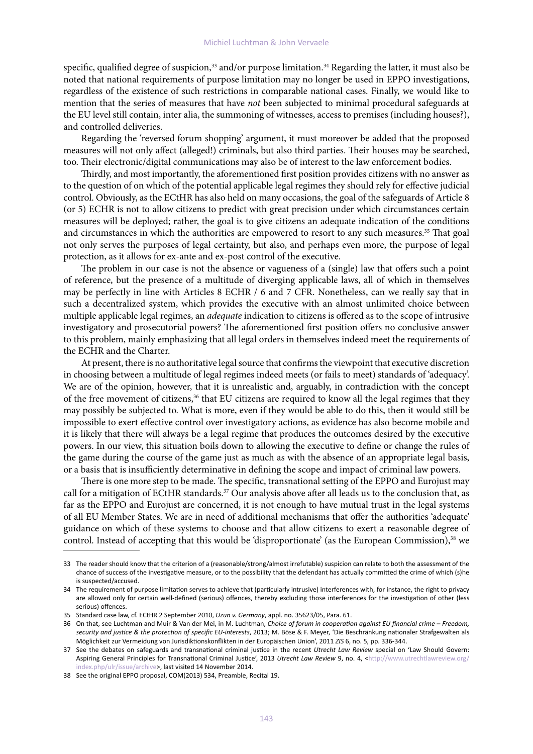specific, qualified degree of suspicion,[33] and/or purpose limitation.[34] Regarding the latter, it must also be noted that national requirements of purpose limitation may no longer be used in EPPO investigations, regardless of the existence of such restrictions in comparable national cases. Finally, we would like to mention that the series of measures that have *not* been subjected to minimal procedural safeguards at the EU level still contain, inter alia, the summoning of witnesses, access to premises (including houses?), and controlled deliveries.

Regarding the 'reversed forum shopping' argument, it must moreover be added that the proposed measures will not only affect (alleged!) criminals, but also third parties. Their houses may be searched, too. Their electronic/digital communications may also be of interest to the law enforcement bodies.

Thirdly, and most importantly, the aforementioned first position provides citizens with no answer as to the question of on which of the potential applicable legal regimes they should rely for effective judicial control. Obviously, as the ECtHR has also held on many occasions, the goal of the safeguards of Article 8 (or 5) ECHR is not to allow citizens to predict with great precision under which circumstances certain measures will be deployed; rather, the goal is to give citizens an adequate indication of the conditions and circumstances in which the authorities are empowered to resort to any such measures.[35] That goal not only serves the purposes of legal certainty, but also, and perhaps even more, the purpose of legal protection, as it allows for ex-ante and ex-post control of the executive.

The problem in our case is not the absence or vagueness of a (single) law that offers such a point of reference, but the presence of a multitude of diverging applicable laws, all of which in themselves may be perfectly in line with Articles 8 ECHR / 6 and 7 CFR. Nonetheless, can we really say that in such a decentralized system, which provides the executive with an almost unlimited choice between multiple applicable legal regimes, an *adequate* indication to citizens is offered as to the scope of intrusive investigatory and prosecutorial powers? The aforementioned first position offers no conclusive answer to this problem, mainly emphasizing that all legal orders in themselves indeed meet the requirements of the ECHR and the Charter.

At present, there is no authoritative legal source that confirms the viewpoint that executive discretion in choosing between a multitude of legal regimes indeed meets (or fails to meet) standards of 'adequacy'. We are of the opinion, however, that it is unrealistic and, arguably, in contradiction with the concept of the free movement of citizens,[36] that EU citizens are required to know all the legal regimes that they may possibly be subjected to. What is more, even if they would be able to do this, then it would still be impossible to exert effective control over investigatory actions, as evidence has also become mobile and it is likely that there will always be a legal regime that produces the outcomes desired by the executive powers. In our view, this situation boils down to allowing the executive to define or change the rules of the game during the course of the game just as much as with the absence of an appropriate legal basis, or a basis that is insufficiently determinative in defining the scope and impact of criminal law powers.

There is one more step to be made. The specific, transnational setting of the EPPO and Eurojust may call for a mitigation of ECtHR standards.[37] Our analysis above after all leads us to the conclusion that, as far as the EPPO and Eurojust are concerned, it is not enough to have mutual trust in the legal systems of all EU Member States. We are in need of additional mechanisms that offer the authorities 'adequate' guidance on which of these systems to choose and that allow citizens to exert a reasonable degree of control. Instead of accepting that this would be 'disproportionate' (as the European Commission),[38] we

---

33 The reader should know that the criterion of a (reasonable/strong/almost irrefutable) suspicion can relate to both the assessment of the chance of success of the investigative measure, or to the possibility that the defendant has actually committed the crime of which (s)he is suspected/accused.

34 The requirement of purpose limitation serves to achieve that (particularly intrusive) interferences with, for instance, the right to privacy are allowed only for certain well-defined (serious) offences, thereby excluding those interferences for the investigation of other (less serious) offences.

35 Standard case law, cf. ECtHR 2 September 2010, *Uzun v. Germany*, appl. no. 35623/05, Para. 61.

36 On that, see Luchtman and Muir & Van der Mei, in M. Luchtman, *Choice of forum in cooperation against EU financial crime – Freedom, security and justice & the protection of specific EU-interests*, 2013; M. Böse & F. Meyer, 'Die Beschränkung nationaler Strafgewalten als Möglichkeit zur Vermeidung von Jurisdiktionskonflikten in der Europäischen Union', 2011 *ZIS* 6, no. 5, pp. 336-344.

37 See the debates on safeguards and transnational criminal justice in the recent *Utrecht Law Review* special on 'Law Should Govern: Aspiring General Principles for Transnational Criminal Justice', 2013 *Utrecht Law Review* 9, no. 4, <http://www.utrechtlawreview.org/index.php/ulr/issue/archive>, last visited 14 November 2014.

38 See the original EPPO proposal, COM(2013) 534, Preamble, Recital 19.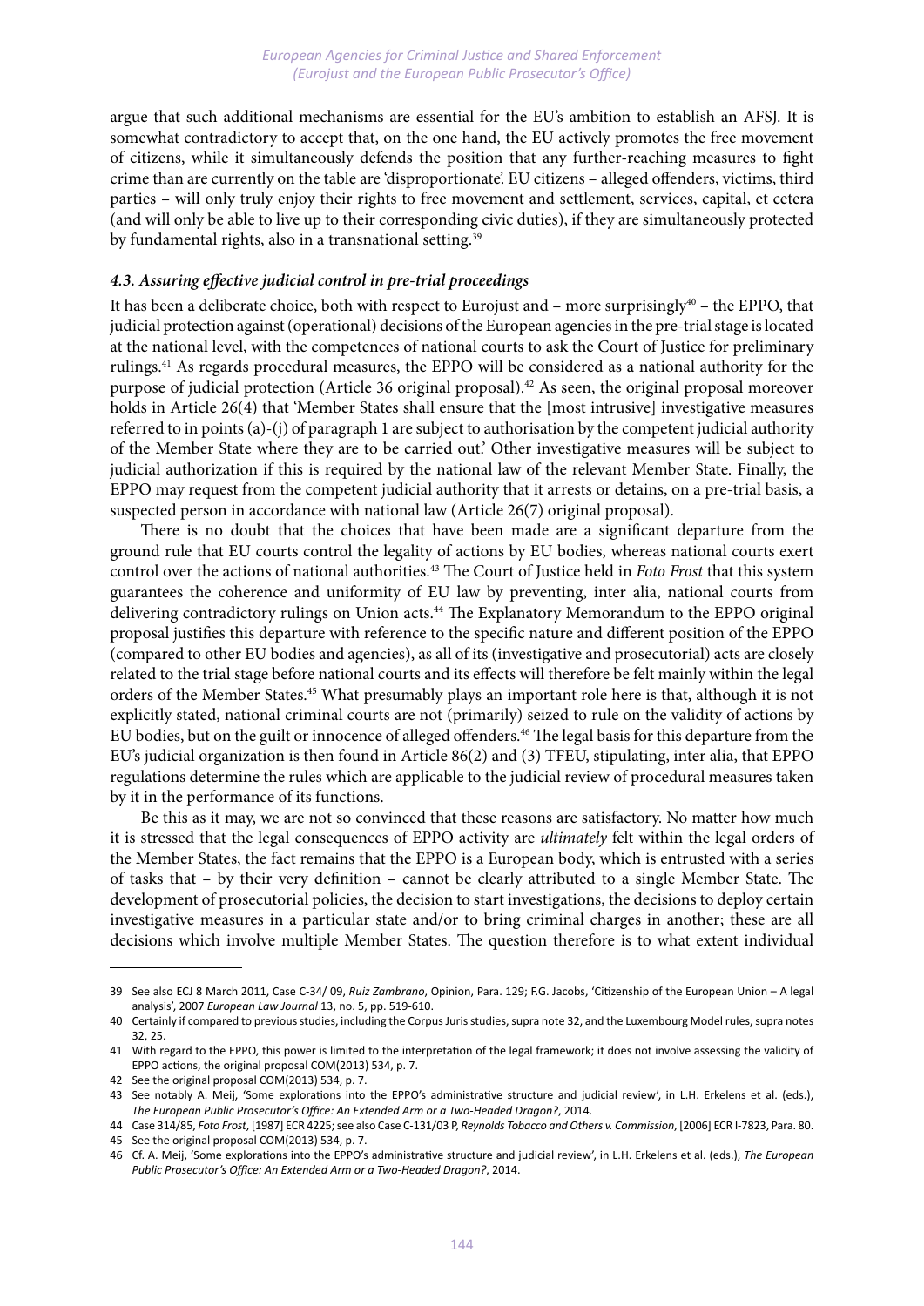argue that such additional mechanisms are essential for the EU's ambition to establish an AFSJ. It is somewhat contradictory to accept that, on the one hand, the EU actively promotes the free movement of citizens, while it simultaneously defends the position that any further-reaching measures to fight crime than are currently on the table are 'disproportionate'. EU citizens – alleged offenders, victims, third parties – will only truly enjoy their rights to free movement and settlement, services, capital, et cetera (and will only be able to live up to their corresponding civic duties), if they are simultaneously protected by fundamental rights, also in a transnational setting.[39]

### *4.3. Assuring effective judicial control in pre-trial proceedings*

It has been a deliberate choice, both with respect to Eurojust and – more surprisingly[40] – the EPPO, that judicial protection against (operational) decisions of the European agencies in the pre-trial stage is located at the national level, with the competences of national courts to ask the Court of Justice for preliminary rulings.[41] As regards procedural measures, the EPPO will be considered as a national authority for the purpose of judicial protection (Article 36 original proposal).[42] As seen, the original proposal moreover holds in Article 26(4) that 'Member States shall ensure that the [most intrusive] investigative measures referred to in points (a)-(j) of paragraph 1 are subject to authorisation by the competent judicial authority of the Member State where they are to be carried out.' Other investigative measures will be subject to judicial authorization if this is required by the national law of the relevant Member State. Finally, the EPPO may request from the competent judicial authority that it arrests or detains, on a pre-trial basis, a suspected person in accordance with national law (Article 26(7) original proposal).

There is no doubt that the choices that have been made are a significant departure from the ground rule that EU courts control the legality of actions by EU bodies, whereas national courts exert control over the actions of national authorities.[43] The Court of Justice held in *Foto Frost* that this system guarantees the coherence and uniformity of EU law by preventing, inter alia, national courts from delivering contradictory rulings on Union acts.[44] The Explanatory Memorandum to the EPPO original proposal justifies this departure with reference to the specific nature and different position of the EPPO (compared to other EU bodies and agencies), as all of its (investigative and prosecutorial) acts are closely related to the trial stage before national courts and its effects will therefore be felt mainly within the legal orders of the Member States.[45] What presumably plays an important role here is that, although it is not explicitly stated, national criminal courts are not (primarily) seized to rule on the validity of actions by EU bodies, but on the guilt or innocence of alleged offenders.[46] The legal basis for this departure from the EU's judicial organization is then found in Article 86(2) and (3) TFEU, stipulating, inter alia, that EPPO regulations determine the rules which are applicable to the judicial review of procedural measures taken by it in the performance of its functions.

Be this as it may, we are not so convinced that these reasons are satisfactory. No matter how much it is stressed that the legal consequences of EPPO activity are *ultimately* felt within the legal orders of the Member States, the fact remains that the EPPO is a European body, which is entrusted with a series of tasks that – by their very definition – cannot be clearly attributed to a single Member State. The development of prosecutorial policies, the decision to start investigations, the decisions to deploy certain investigative measures in a particular state and/or to bring criminal charges in another; these are all decisions which involve multiple Member States. The question therefore is to what extent individual

---

39 See also ECJ 8 March 2011, Case C-34/ 09, *Ruiz Zambrano*, Opinion, Para. 129; F.G. Jacobs, 'Citizenship of the European Union – A legal analysis', 2007 *European Law Journal* 13, no. 5, pp. 519-610.

40 Certainly if compared to previous studies, including the Corpus Juris studies, supra note 32, and the Luxembourg Model rules, supra notes 32, 25.

41 With regard to the EPPO, this power is limited to the interpretation of the legal framework; it does not involve assessing the validity of EPPO actions, the original proposal COM(2013) 534, p. 7.

42 See the original proposal COM(2013) 534, p. 7.

43 See notably A. Meij, 'Some explorations into the EPPO's administrative structure and judicial review', in L.H. Erkelens et al. (eds.), *The European Public Prosecutor's Office: An Extended Arm or a Two-Headed Dragon?*, 2014.

44 Case 314/85, *Foto Frost*, [1987] ECR 4225; see also Case C-131/03 P, *Reynolds Tobacco and Others v. Commission*, [2006] ECR I-7823, Para. 80.

45 See the original proposal COM(2013) 534, p. 7.

46 Cf. A. Meij, 'Some explorations into the EPPO's administrative structure and judicial review', in L.H. Erkelens et al. (eds.), *The European Public Prosecutor's Office: An Extended Arm or a Two-Headed Dragon?*, 2014.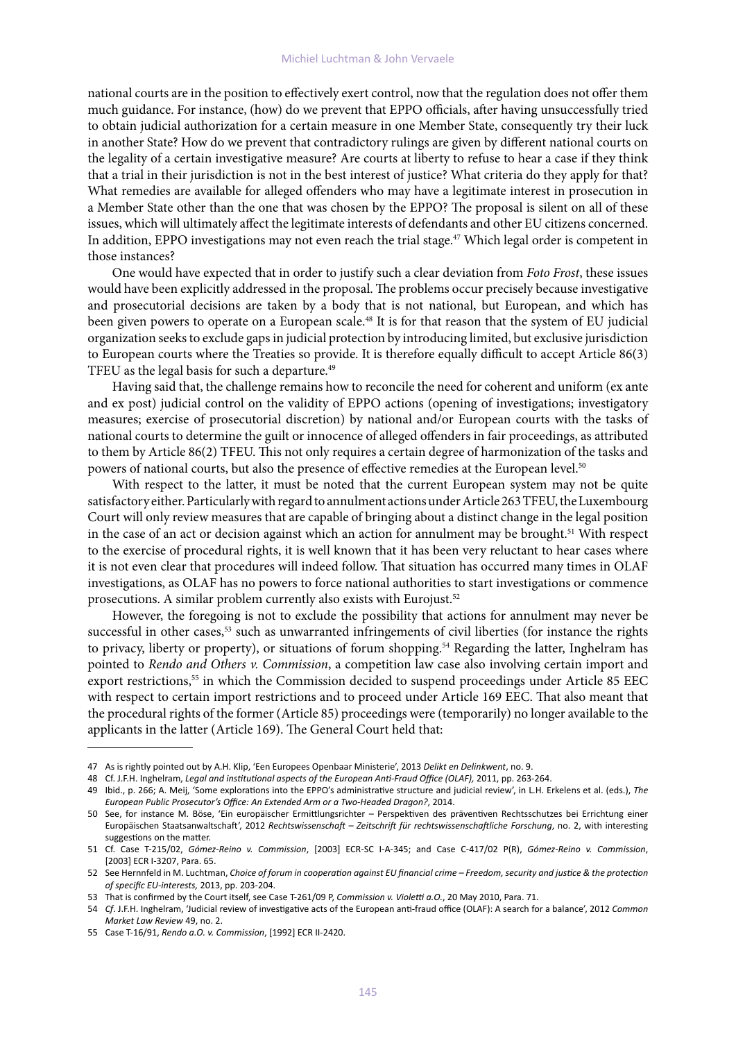national courts are in the position to effectively exert control, now that the regulation does not offer them much guidance. For instance, (how) do we prevent that EPPO officials, after having unsuccessfully tried to obtain judicial authorization for a certain measure in one Member State, consequently try their luck in another State? How do we prevent that contradictory rulings are given by different national courts on the legality of a certain investigative measure? Are courts at liberty to refuse to hear a case if they think that a trial in their jurisdiction is not in the best interest of justice? What criteria do they apply for that? What remedies are available for alleged offenders who may have a legitimate interest in prosecution in a Member State other than the one that was chosen by the EPPO? The proposal is silent on all of these issues, which will ultimately affect the legitimate interests of defendants and other EU citizens concerned. In addition, EPPO investigations may not even reach the trial stage.[47] Which legal order is competent in those instances?

One would have expected that in order to justify such a clear deviation from *Foto Frost*, these issues would have been explicitly addressed in the proposal. The problems occur precisely because investigative and prosecutorial decisions are taken by a body that is not national, but European, and which has been given powers to operate on a European scale.[48] It is for that reason that the system of EU judicial organization seeks to exclude gaps in judicial protection by introducing limited, but exclusive jurisdiction to European courts where the Treaties so provide. It is therefore equally difficult to accept Article 86(3) TFEU as the legal basis for such a departure.[49]

Having said that, the challenge remains how to reconcile the need for coherent and uniform (ex ante and ex post) judicial control on the validity of EPPO actions (opening of investigations; investigatory measures; exercise of prosecutorial discretion) by national and/or European courts with the tasks of national courts to determine the guilt or innocence of alleged offenders in fair proceedings, as attributed to them by Article 86(2) TFEU. This not only requires a certain degree of harmonization of the tasks and powers of national courts, but also the presence of effective remedies at the European level.[50]

With respect to the latter, it must be noted that the current European system may not be quite satisfactory either. Particularly with regard to annulment actions under Article 263 TFEU, the Luxembourg Court will only review measures that are capable of bringing about a distinct change in the legal position in the case of an act or decision against which an action for annulment may be brought.[51] With respect to the exercise of procedural rights, it is well known that it has been very reluctant to hear cases where it is not even clear that procedures will indeed follow. That situation has occurred many times in OLAF investigations, as OLAF has no powers to force national authorities to start investigations or commence prosecutions. A similar problem currently also exists with Eurojust.[52]

However, the foregoing is not to exclude the possibility that actions for annulment may never be successful in other cases,[53] such as unwarranted infringements of civil liberties (for instance the rights to privacy, liberty or property), or situations of forum shopping.[54] Regarding the latter, Inghelram has pointed to *Rendo and Others v. Commission*, a competition law case also involving certain import and export restrictions,[55] in which the Commission decided to suspend proceedings under Article 85 EEC with respect to certain import restrictions and to proceed under Article 169 EEC. That also meant that the procedural rights of the former (Article 85) proceedings were (temporarily) no longer available to the applicants in the latter (Article 169). The General Court held that:

---

47 As is rightly pointed out by A.H. Klip, 'Een Europees Openbaar Ministerie', 2013 *Delikt en Delinkwent*, no. 9.

48 Cf. J.F.H. Inghelram, *Legal and institutional aspects of the European Anti-Fraud Office (OLAF),* 2011, pp. 263-264.

49 Ibid., p. 266; A. Meij, 'Some explorations into the EPPO's administrative structure and judicial review', in L.H. Erkelens et al. (eds.), *The European Public Prosecutor's Office: An Extended Arm or a Two-Headed Dragon?*, 2014.

50 See, for instance M. Böse, 'Ein europäischer Ermittlungsrichter – Perspektiven des präventiven Rechtsschutzes bei Errichtung einer Europäischen Staatsanwaltschaft', 2012 *Rechtswissenschaft – Zeitschrift für rechtswissenschaftliche Forschung*, no. 2, with interesting suggestions on the matter.

51 Cf. Case T-215/02, *Gómez-Reino v. Commission*, [2003] ECR-SC I-A-345; and Case C-417/02 P(R), *Gómez-Reino v. Commission*, [2003] ECR I-3207, Para. 65.

52 See Hernnfeld in M. Luchtman, *Choice of forum in cooperation against EU financial crime – Freedom, security and justice & the protection of specific EU-interests,* 2013, pp. 203-204.

53 That is confirmed by the Court itself, see Case T-261/09 P, *Commission v. Violetti a.O.*, 20 May 2010, Para. 71.

54 *Cf*. J.F.H. Inghelram, 'Judicial review of investigative acts of the European anti-fraud office (OLAF): A search for a balance', 2012 *Common Market Law Review* 49, no. 2.

55 Case T-16/91, *Rendo a.O. v. Commission*, [1992] ECR II-2420.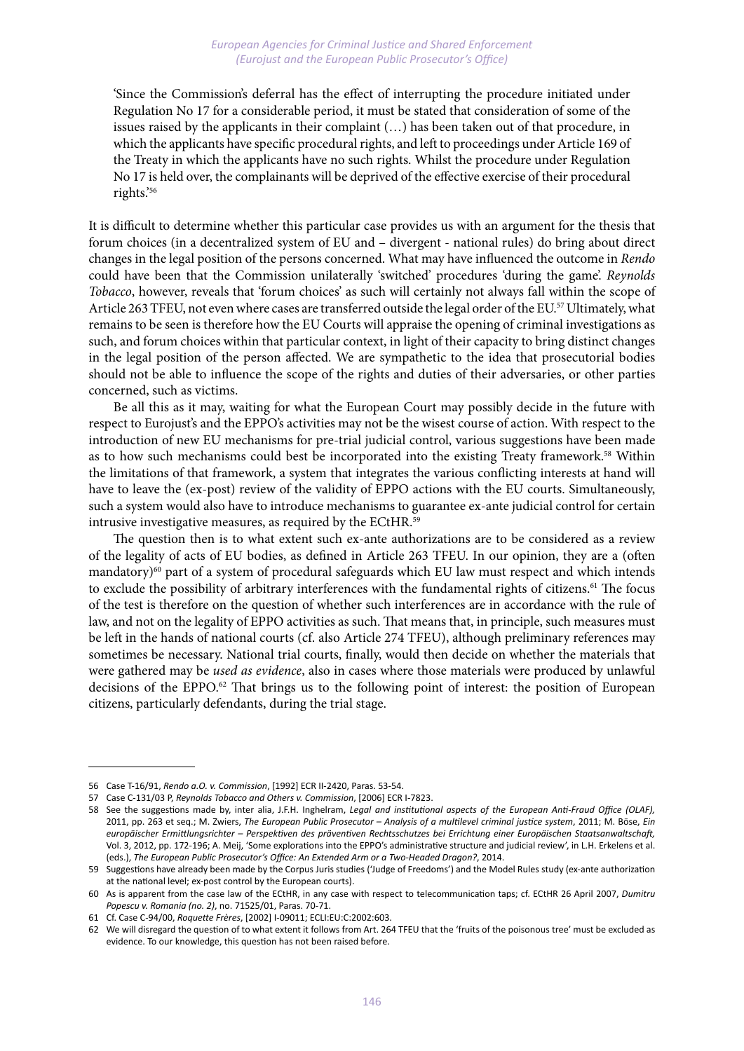'Since the Commission's deferral has the effect of interrupting the procedure initiated under Regulation No 17 for a considerable period, it must be stated that consideration of some of the issues raised by the applicants in their complaint (…) has been taken out of that procedure, in which the applicants have specific procedural rights, and left to proceedings under Article 169 of the Treaty in which the applicants have no such rights. Whilst the procedure under Regulation No 17 is held over, the complainants will be deprived of the effective exercise of their procedural rights.'[56]

It is difficult to determine whether this particular case provides us with an argument for the thesis that forum choices (in a decentralized system of EU and – divergent - national rules) do bring about direct changes in the legal position of the persons concerned. What may have influenced the outcome in *Rendo* could have been that the Commission unilaterally 'switched' procedures 'during the game'. *Reynolds Tobacco*, however, reveals that 'forum choices' as such will certainly not always fall within the scope of Article 263 TFEU, not even where cases are transferred outside the legal order of the EU.[57] Ultimately, what remains to be seen is therefore how the EU Courts will appraise the opening of criminal investigations as such, and forum choices within that particular context, in light of their capacity to bring distinct changes in the legal position of the person affected. We are sympathetic to the idea that prosecutorial bodies should not be able to influence the scope of the rights and duties of their adversaries, or other parties concerned, such as victims.

Be all this as it may, waiting for what the European Court may possibly decide in the future with respect to Eurojust's and the EPPO's activities may not be the wisest course of action. With respect to the introduction of new EU mechanisms for pre-trial judicial control, various suggestions have been made as to how such mechanisms could best be incorporated into the existing Treaty framework.[58] Within the limitations of that framework, a system that integrates the various conflicting interests at hand will have to leave the (ex-post) review of the validity of EPPO actions with the EU courts. Simultaneously, such a system would also have to introduce mechanisms to guarantee ex-ante judicial control for certain intrusive investigative measures, as required by the ECtHR.[59]

The question then is to what extent such ex-ante authorizations are to be considered as a review of the legality of acts of EU bodies, as defined in Article 263 TFEU. In our opinion, they are a (often mandatory)[60] part of a system of procedural safeguards which EU law must respect and which intends to exclude the possibility of arbitrary interferences with the fundamental rights of citizens.[61] The focus of the test is therefore on the question of whether such interferences are in accordance with the rule of law, and not on the legality of EPPO activities as such. That means that, in principle, such measures must be left in the hands of national courts (cf. also Article 274 TFEU), although preliminary references may sometimes be necessary. National trial courts, finally, would then decide on whether the materials that were gathered may be *used as evidence*, also in cases where those materials were produced by unlawful decisions of the EPPO.[62] That brings us to the following point of interest: the position of European citizens, particularly defendants, during the trial stage.

---

56 Case T-16/91, *Rendo a.O. v. Commission*, [1992] ECR II-2420, Paras. 53-54.

57 Case C-131/03 P, *Reynolds Tobacco and Others v. Commission*, [2006] ECR I-7823.

58 See the suggestions made by, inter alia, J.F.H. Inghelram, *Legal and institutional aspects of the European Anti-Fraud Office (OLAF)*, 2011, pp. 263 et seq.; M. Zwiers, *The European Public Prosecutor – Analysis of a multilevel criminal justice system*, 2011; M. Böse, *Ein europäischer Ermittlungsrichter – Perspektiven des präventiven Rechtsschutzes bei Errichtung einer Europäischen Staatsanwaltschaft*, Vol. 3, 2012, pp. 172-196; A. Meij, 'Some explorations into the EPPO's administrative structure and judicial review', in L.H. Erkelens et al. (eds.), *The European Public Prosecutor's Office: An Extended Arm or a Two-Headed Dragon?*, 2014.

59 Suggestions have already been made by the Corpus Juris studies ('Judge of Freedoms') and the Model Rules study (ex-ante authorization at the national level; ex-post control by the European courts).

60 As is apparent from the case law of the ECtHR, in any case with respect to telecommunication taps; cf. ECtHR 26 April 2007, *Dumitru Popescu v. Romania (no. 2)*, no. 71525/01, Paras. 70-71.

61 Cf. Case C-94/00, *Roquette Frères*, [2002] I-09011; ECLI:EU:C:2002:603.

62 We will disregard the question of to what extent it follows from Art. 264 TFEU that the 'fruits of the poisonous tree' must be excluded as evidence. To our knowledge, this question has not been raised before.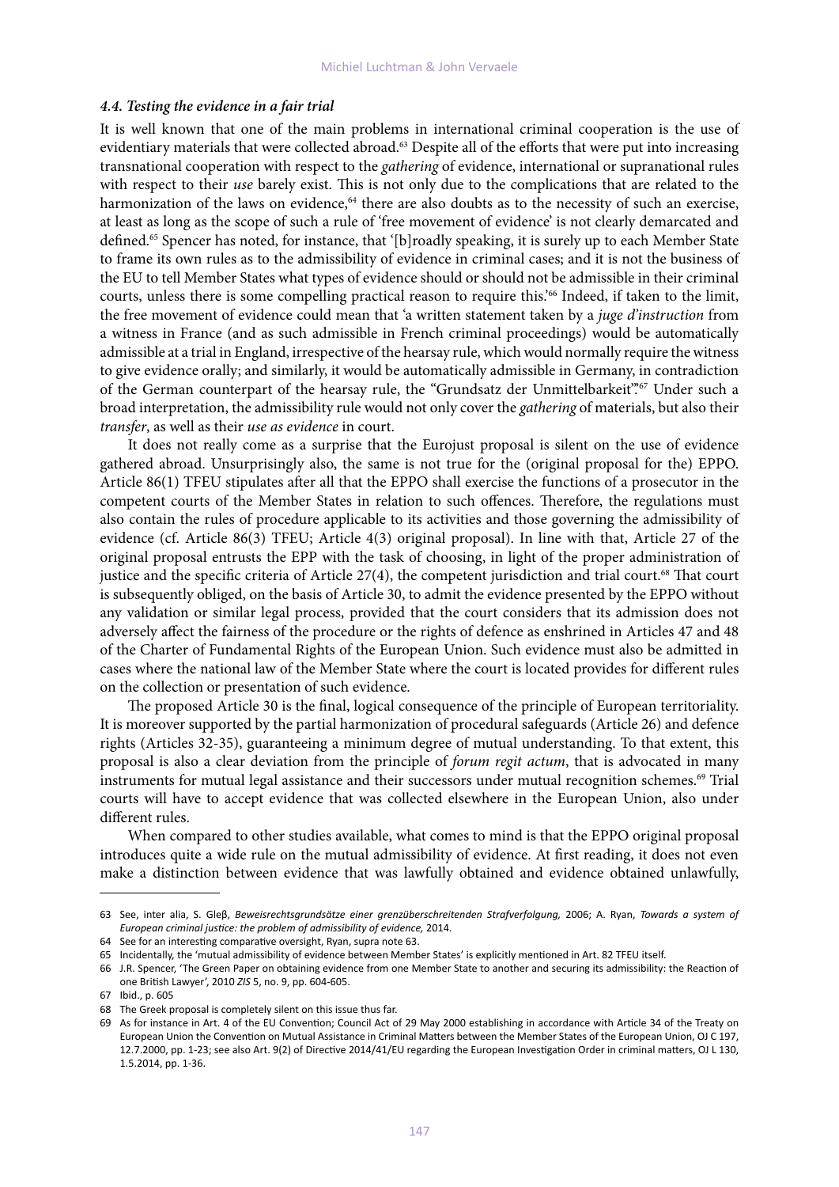#### *4.4. Testing the evidence in a fair trial*

It is well known that one of the main problems in international criminal cooperation is the use of evidentiary materials that were collected abroad.[63] Despite all of the efforts that were put into increasing transnational cooperation with respect to the *gathering* of evidence, international or supranational rules with respect to their *use* barely exist. This is not only due to the complications that are related to the harmonization of the laws on evidence,[64] there are also doubts as to the necessity of such an exercise, at least as long as the scope of such a rule of 'free movement of evidence' is not clearly demarcated and defined.[65] Spencer has noted, for instance, that '[b]roadly speaking, it is surely up to each Member State to frame its own rules as to the admissibility of evidence in criminal cases; and it is not the business of the EU to tell Member States what types of evidence should or should not be admissible in their criminal courts, unless there is some compelling practical reason to require this.'[66] Indeed, if taken to the limit, the free movement of evidence could mean that 'a written statement taken by a *juge d'instruction* from a witness in France (and as such admissible in French criminal proceedings) would be automatically admissible at a trial in England, irrespective of the hearsay rule, which would normally require the witness to give evidence orally; and similarly, it would be automatically admissible in Germany, in contradiction of the German counterpart of the hearsay rule, the "Grundsatz der Unmittelbarkeit".'[67] Under such a broad interpretation, the admissibility rule would not only cover the *gathering* of materials, but also their *transfer*, as well as their *use as evidence* in court.

It does not really come as a surprise that the Eurojust proposal is silent on the use of evidence gathered abroad. Unsurprisingly also, the same is not true for the (original proposal for the) EPPO. Article 86(1) TFEU stipulates after all that the EPPO shall exercise the functions of a prosecutor in the competent courts of the Member States in relation to such offences. Therefore, the regulations must also contain the rules of procedure applicable to its activities and those governing the admissibility of evidence (cf. Article 86(3) TFEU; Article 4(3) original proposal). In line with that, Article 27 of the original proposal entrusts the EPP with the task of choosing, in light of the proper administration of justice and the specific criteria of Article 27(4), the competent jurisdiction and trial court.[68] That court is subsequently obliged, on the basis of Article 30, to admit the evidence presented by the EPPO without any validation or similar legal process, provided that the court considers that its admission does not adversely affect the fairness of the procedure or the rights of defence as enshrined in Articles 47 and 48 of the Charter of Fundamental Rights of the European Union. Such evidence must also be admitted in cases where the national law of the Member State where the court is located provides for different rules on the collection or presentation of such evidence.

The proposed Article 30 is the final, logical consequence of the principle of European territoriality. It is moreover supported by the partial harmonization of procedural safeguards (Article 26) and defence rights (Articles 32-35), guaranteeing a minimum degree of mutual understanding. To that extent, this proposal is also a clear deviation from the principle of *forum regit actum*, that is advocated in many instruments for mutual legal assistance and their successors under mutual recognition schemes.[69] Trial courts will have to accept evidence that was collected elsewhere in the European Union, also under different rules.

When compared to other studies available, what comes to mind is that the EPPO original proposal introduces quite a wide rule on the mutual admissibility of evidence. At first reading, it does not even make a distinction between evidence that was lawfully obtained and evidence obtained unlawfully,

---

63 See, inter alia, S. Gleβ, *Beweisrechtsgrundsätze einer grenzüberschreitenden Strafverfolgung,* 2006; A. Ryan, *Towards a system of European criminal justice: the problem of admissibility of evidence,* 2014.

64 See for an interesting comparative oversight, Ryan, supra note 63.

65 Incidentally, the 'mutual admissibility of evidence between Member States' is explicitly mentioned in Art. 82 TFEU itself.

66 J.R. Spencer, 'The Green Paper on obtaining evidence from one Member State to another and securing its admissibility: the Reaction of one British Lawyer', 2010 *ZIS* 5, no. 9, pp. 604-605.

67 Ibid., p. 605

68 The Greek proposal is completely silent on this issue thus far.

69 As for instance in Art. 4 of the EU Convention; Council Act of 29 May 2000 establishing in accordance with Article 34 of the Treaty on European Union the Convention on Mutual Assistance in Criminal Matters between the Member States of the European Union, OJ C 197, 12.7.2000, pp. 1-23; see also Art. 9(2) of Directive 2014/41/EU regarding the European Investigation Order in criminal matters, OJ L 130, 1.5.2014, pp. 1-36.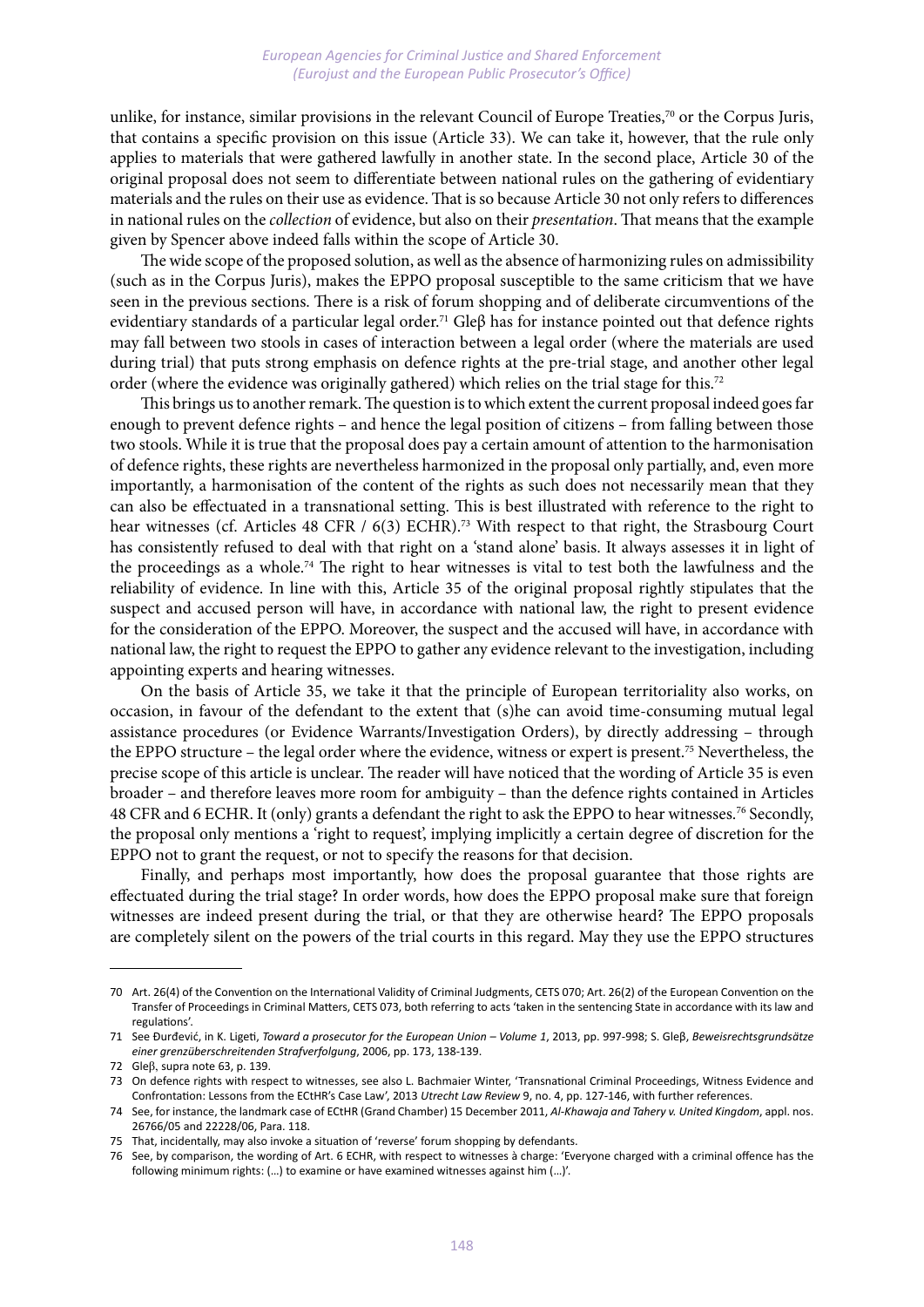unlike, for instance, similar provisions in the relevant Council of Europe Treaties,[70] or the Corpus Juris, that contains a specific provision on this issue (Article 33). We can take it, however, that the rule only applies to materials that were gathered lawfully in another state. In the second place, Article 30 of the original proposal does not seem to differentiate between national rules on the gathering of evidentiary materials and the rules on their use as evidence. That is so because Article 30 not only refers to differences in national rules on the *collection* of evidence, but also on their *presentation*. That means that the example given by Spencer above indeed falls within the scope of Article 30.

The wide scope of the proposed solution, as well as the absence of harmonizing rules on admissibility (such as in the Corpus Juris), makes the EPPO proposal susceptible to the same criticism that we have seen in the previous sections. There is a risk of forum shopping and of deliberate circumventions of the evidentiary standards of a particular legal order.[71] Gleβ has for instance pointed out that defence rights may fall between two stools in cases of interaction between a legal order (where the materials are used during trial) that puts strong emphasis on defence rights at the pre-trial stage, and another other legal order (where the evidence was originally gathered) which relies on the trial stage for this.[72]

This brings us to another remark. The question is to which extent the current proposal indeed goes far enough to prevent defence rights – and hence the legal position of citizens – from falling between those two stools. While it is true that the proposal does pay a certain amount of attention to the harmonisation of defence rights, these rights are nevertheless harmonized in the proposal only partially, and, even more importantly, a harmonisation of the content of the rights as such does not necessarily mean that they can also be effectuated in a transnational setting. This is best illustrated with reference to the right to hear witnesses (cf. Articles 48 CFR / 6(3) ECHR).[73] With respect to that right, the Strasbourg Court has consistently refused to deal with that right on a 'stand alone' basis. It always assesses it in light of the proceedings as a whole.[74] The right to hear witnesses is vital to test both the lawfulness and the reliability of evidence. In line with this, Article 35 of the original proposal rightly stipulates that the suspect and accused person will have, in accordance with national law, the right to present evidence for the consideration of the EPPO. Moreover, the suspect and the accused will have, in accordance with national law, the right to request the EPPO to gather any evidence relevant to the investigation, including appointing experts and hearing witnesses.

On the basis of Article 35, we take it that the principle of European territoriality also works, on occasion, in favour of the defendant to the extent that (s)he can avoid time-consuming mutual legal assistance procedures (or Evidence Warrants/Investigation Orders), by directly addressing – through the EPPO structure – the legal order where the evidence, witness or expert is present.[75] Nevertheless, the precise scope of this article is unclear. The reader will have noticed that the wording of Article 35 is even broader – and therefore leaves more room for ambiguity – than the defence rights contained in Articles 48 CFR and 6 ECHR. It (only) grants a defendant the right to ask the EPPO to hear witnesses.[76] Secondly, the proposal only mentions a 'right to request', implying implicitly a certain degree of discretion for the EPPO not to grant the request, or not to specify the reasons for that decision.

Finally, and perhaps most importantly, how does the proposal guarantee that those rights are effectuated during the trial stage? In order words, how does the EPPO proposal make sure that foreign witnesses are indeed present during the trial, or that they are otherwise heard? The EPPO proposals are completely silent on the powers of the trial courts in this regard. May they use the EPPO structures

---

70 Art. 26(4) of the Convention on the International Validity of Criminal Judgments, CETS 070; Art. 26(2) of the European Convention on the Transfer of Proceedings in Criminal Matters, CETS 073, both referring to acts 'taken in the sentencing State in accordance with its law and regulations'.

71 See Đurđević, in K. Ligeti, *Toward a prosecutor for the European Union – Volume 1*, 2013, pp. 997-998; S. Gleβ, *Beweisrechtsgrundsätze einer grenzüberschreitenden Strafverfolgung*, 2006, pp. 173, 138-139.

72 Gleβ, supra note 63, p. 139.

73 On defence rights with respect to witnesses, see also L. Bachmaier Winter, 'Transnational Criminal Proceedings, Witness Evidence and Confrontation: Lessons from the ECtHR's Case Law', 2013 *Utrecht Law Review* 9, no. 4, pp. 127-146, with further references.

74 See, for instance, the landmark case of ECtHR (Grand Chamber) 15 December 2011, *Al-Khawaja and Tahery v. United Kingdom*, appl. nos. 26766/05 and 22228/06, Para. 118.

75 That, incidentally, may also invoke a situation of 'reverse' forum shopping by defendants.

76 See, by comparison, the wording of Art. 6 ECHR, with respect to witnesses à charge: 'Everyone charged with a criminal offence has the following minimum rights: (…) to examine or have examined witnesses against him (…)'.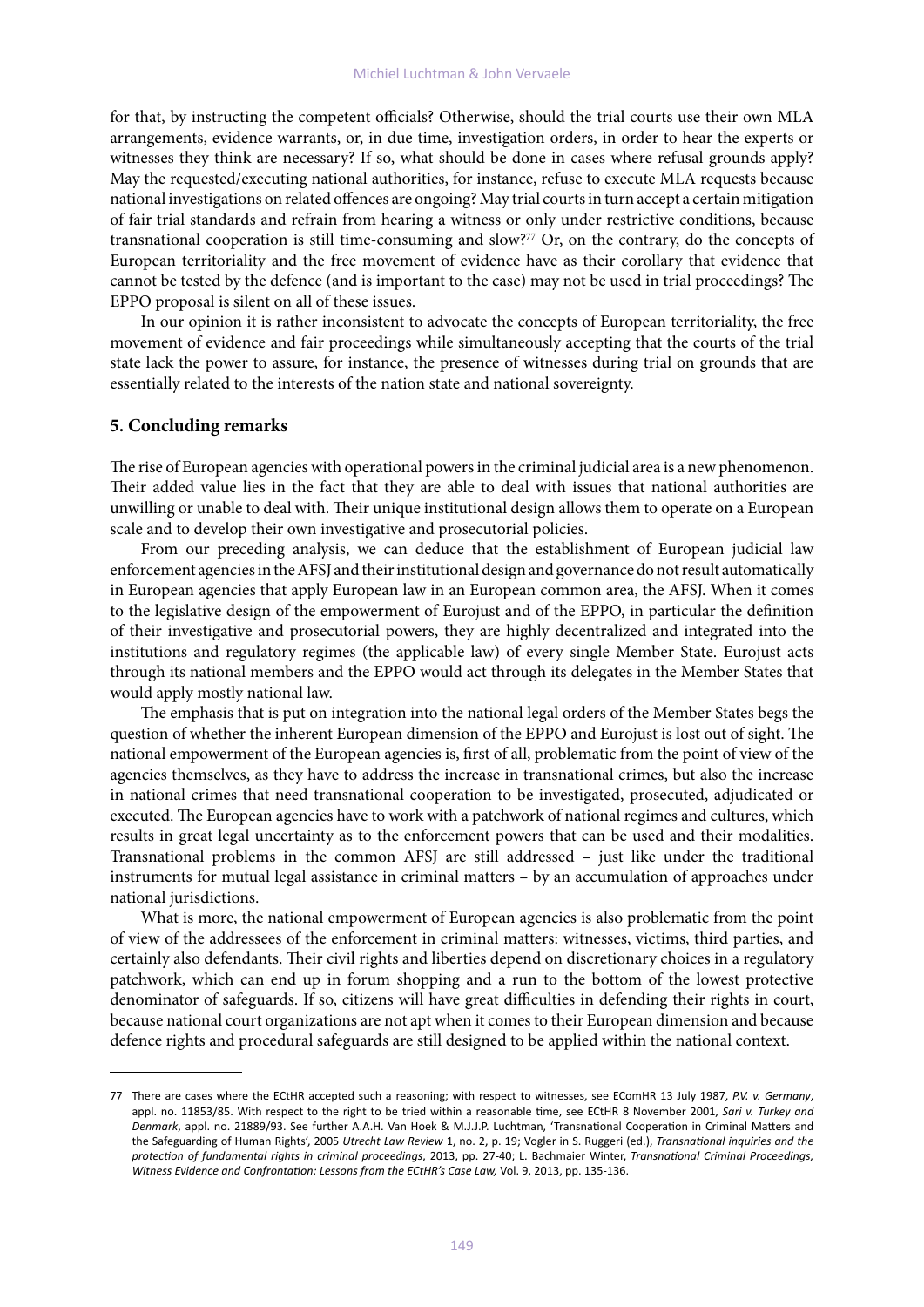for that, by instructing the competent officials? Otherwise, should the trial courts use their own MLA arrangements, evidence warrants, or, in due time, investigation orders, in order to hear the experts or witnesses they think are necessary? If so, what should be done in cases where refusal grounds apply? May the requested/executing national authorities, for instance, refuse to execute MLA requests because national investigations on related offences are ongoing? May trial courts in turn accept a certain mitigation of fair trial standards and refrain from hearing a witness or only under restrictive conditions, because transnational cooperation is still time-consuming and slow?[77] Or, on the contrary, do the concepts of European territoriality and the free movement of evidence have as their corollary that evidence that cannot be tested by the defence (and is important to the case) may not be used in trial proceedings? The EPPO proposal is silent on all of these issues.

In our opinion it is rather inconsistent to advocate the concepts of European territoriality, the free movement of evidence and fair proceedings while simultaneously accepting that the courts of the trial state lack the power to assure, for instance, the presence of witnesses during trial on grounds that are essentially related to the interests of the nation state and national sovereignty.

## 5. Concluding remarks

The rise of European agencies with operational powers in the criminal judicial area is a new phenomenon. Their added value lies in the fact that they are able to deal with issues that national authorities are unwilling or unable to deal with. Their unique institutional design allows them to operate on a European scale and to develop their own investigative and prosecutorial policies.

From our preceding analysis, we can deduce that the establishment of European judicial law enforcement agencies in the AFSJ and their institutional design and governance do not result automatically in European agencies that apply European law in an European common area, the AFSJ. When it comes to the legislative design of the empowerment of Eurojust and of the EPPO, in particular the definition of their investigative and prosecutorial powers, they are highly decentralized and integrated into the institutions and regulatory regimes (the applicable law) of every single Member State. Eurojust acts through its national members and the EPPO would act through its delegates in the Member States that would apply mostly national law.

The emphasis that is put on integration into the national legal orders of the Member States begs the question of whether the inherent European dimension of the EPPO and Eurojust is lost out of sight. The national empowerment of the European agencies is, first of all, problematic from the point of view of the agencies themselves, as they have to address the increase in transnational crimes, but also the increase in national crimes that need transnational cooperation to be investigated, prosecuted, adjudicated or executed. The European agencies have to work with a patchwork of national regimes and cultures, which results in great legal uncertainty as to the enforcement powers that can be used and their modalities. Transnational problems in the common AFSJ are still addressed – just like under the traditional instruments for mutual legal assistance in criminal matters – by an accumulation of approaches under national jurisdictions.

What is more, the national empowerment of European agencies is also problematic from the point of view of the addressees of the enforcement in criminal matters: witnesses, victims, third parties, and certainly also defendants. Their civil rights and liberties depend on discretionary choices in a regulatory patchwork, which can end up in forum shopping and a run to the bottom of the lowest protective denominator of safeguards. If so, citizens will have great difficulties in defending their rights in court, because national court organizations are not apt when it comes to their European dimension and because defence rights and procedural safeguards are still designed to be applied within the national context.

---

77 There are cases where the ECtHR accepted such a reasoning; with respect to witnesses, see EComHR 13 July 1987, *P.V. v. Germany*, appl. no. 11853/85. With respect to the right to be tried within a reasonable time, see ECtHR 8 November 2001, *Sari v. Turkey and Denmark*, appl. no. 21889/93. See further A.A.H. Van Hoek & M.J.J.P. Luchtman, 'Transnational Cooperation in Criminal Matters and the Safeguarding of Human Rights', 2005 *Utrecht Law Review* 1, no. 2, p. 19; Vogler in S. Ruggeri (ed.), *Transnational inquiries and the protection of fundamental rights in criminal proceedings*, 2013, pp. 27-40; L. Bachmaier Winter, *Transnational Criminal Proceedings, Witness Evidence and Confrontation: Lessons from the ECtHR's Case Law,* Vol. 9, 2013, pp. 135-136.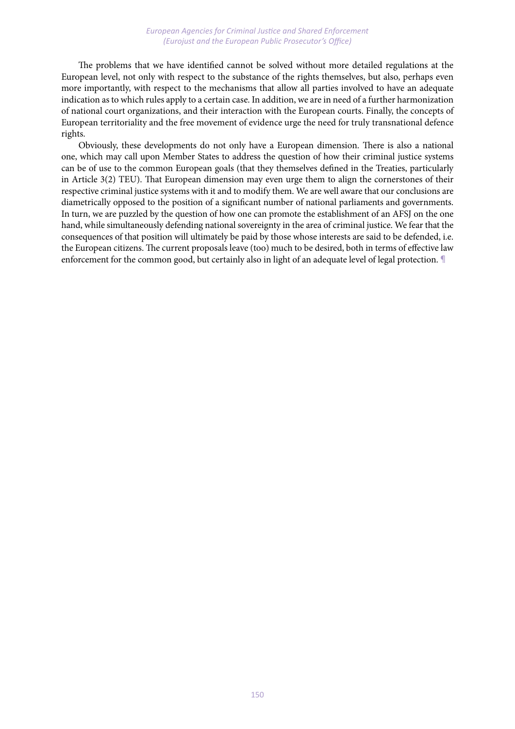The problems that we have identified cannot be solved without more detailed regulations at the European level, not only with respect to the substance of the rights themselves, but also, perhaps even more importantly, with respect to the mechanisms that allow all parties involved to have an adequate indication as to which rules apply to a certain case. In addition, we are in need of a further harmonization of national court organizations, and their interaction with the European courts. Finally, the concepts of European territoriality and the free movement of evidence urge the need for truly transnational defence rights.

Obviously, these developments do not only have a European dimension. There is also a national one, which may call upon Member States to address the question of how their criminal justice systems can be of use to the common European goals (that they themselves defined in the Treaties, particularly in Article 3(2) TEU). That European dimension may even urge them to align the cornerstones of their respective criminal justice systems with it and to modify them. We are well aware that our conclusions are diametrically opposed to the position of a significant number of national parliaments and governments. In turn, we are puzzled by the question of how one can promote the establishment of an AFSJ on the one hand, while simultaneously defending national sovereignty in the area of criminal justice. We fear that the consequences of that position will ultimately be paid by those whose interests are said to be defended, i.e. the European citizens. The current proposals leave (too) much to be desired, both in terms of effective law enforcement for the common good, but certainly also in light of an adequate level of legal protection. ¶